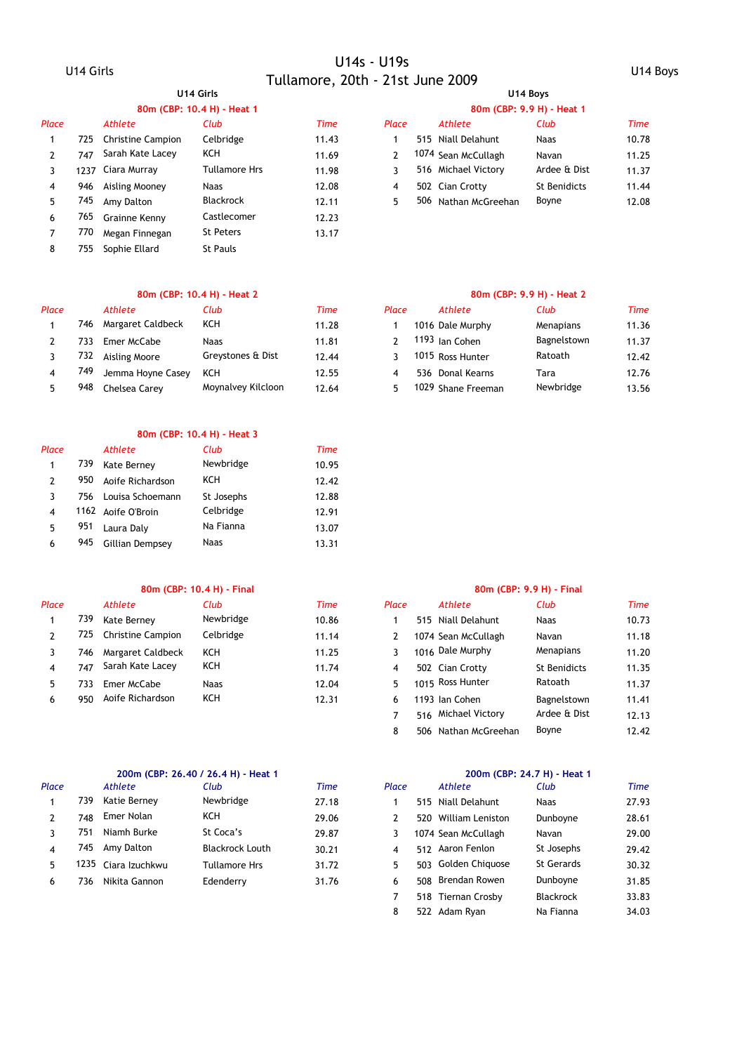# U14s - U19s
## Tullamore, 20th - 21st June 2009

U14 Girls

U14 Boys

### U14 Girls

#### 80m (CBP: 10.4 H) - Heat 1

| Place | | Athlete | Club | Time |
|---|---|---|---|---|
| 1 | 725 | Christine Campion | Celbridge | 11.43 |
| 2 | 747 | Sarah Kate Lacey | KCH | 11.69 |
| 3 | 1237 | Ciara Murray | Tullamore Hrs | 11.98 |
| 4 | 946 | Aisling Mooney | Naas | 12.08 |
| 5 | 745 | Amy Dalton | Blackrock | 12.11 |
| 6 | 765 | Grainne Kenny | Castlecomer | 12.23 |
| 7 | 770 | Megan Finnegan | St Peters | 13.17 |
| 8 | 755 | Sophie Ellard | St Pauls | |

#### 80m (CBP: 10.4 H) - Heat 2

| Place | | Athlete | Club | Time |
|---|---|---|---|---|
| 1 | 746 | Margaret Caldbeck | KCH | 11.28 |
| 2 | 733 | Emer McCabe | Naas | 11.81 |
| 3 | 732 | Aisling Moore | Greystones & Dist | 12.44 |
| 4 | 749 | Jemma Hoyne Casey | KCH | 12.55 |
| 5 | 948 | Chelsea Carey | Moynalvey Kilcloon | 12.64 |

#### 80m (CBP: 10.4 H) - Heat 3

| Place | | Athlete | Club | Time |
|---|---|---|---|---|
| 1 | 739 | Kate Berney | Newbridge | 10.95 |
| 2 | 950 | Aoife Richardson | KCH | 12.42 |
| 3 | 756 | Louisa Schoemann | St Josephs | 12.88 |
| 4 | 1162 | Aoife O'Broin | Celbridge | 12.91 |
| 5 | 951 | Laura Daly | Na Fianna | 13.07 |
| 6 | 945 | Gillian Dempsey | Naas | 13.31 |

#### 80m (CBP: 10.4 H) - Final

| Place | | Athlete | Club | Time |
|---|---|---|---|---|
| 1 | 739 | Kate Berney | Newbridge | 10.86 |
| 2 | 725 | Christine Campion | Celbridge | 11.14 |
| 3 | 746 | Margaret Caldbeck | KCH | 11.25 |
| 4 | 747 | Sarah Kate Lacey | KCH | 11.74 |
| 5 | 733 | Emer McCabe | Naas | 12.04 |
| 6 | 950 | Aoife Richardson | KCH | 12.31 |

#### 200m (CBP: 26.40 / 26.4 H) - Heat 1

| Place | | Athlete | Club | Time |
|---|---|---|---|---|
| 1 | 739 | Katie Berney | Newbridge | 27.18 |
| 2 | 748 | Emer Nolan | KCH | 29.06 |
| 3 | 751 | Niamh Burke | St Coca's | 29.87 |
| 4 | 745 | Amy Dalton | Blackrock Louth | 30.21 |
| 5 | 1235 | Ciara Izuchkwu | Tullamore Hrs | 31.72 |
| 6 | 736 | Nikita Gannon | Edenderry | 31.76 |

### U14 Boys

#### 80m (CBP: 9.9 H) - Heat 1

| Place | | Athlete | Club | Time |
|---|---|---|---|---|
| 1 | 515 | Niall Delahunt | Naas | 10.78 |
| 2 | 1074 | Sean McCullagh | Navan | 11.25 |
| 3 | 516 | Michael Victory | Ardee & Dist | 11.37 |
| 4 | 502 | Cian Crotty | St Benidicts | 11.44 |
| 5 | 506 | Nathan McGreehan | Boyne | 12.08 |

#### 80m (CBP: 9.9 H) - Heat 2

| Place | | Athlete | Club | Time |
|---|---|---|---|---|
| 1 | 1016 | Dale Murphy | Menapians | 11.36 |
| 2 | 1193 | Ian Cohen | Bagnelstown | 11.37 |
| 3 | 1015 | Ross Hunter | Ratoath | 12.42 |
| 4 | 536 | Donal Kearns | Tara | 12.76 |
| 5 | 1029 | Shane Freeman | Newbridge | 13.56 |

#### 80m (CBP: 9.9 H) - Final

| Place | | Athlete | Club | Time |
|---|---|---|---|---|
| 1 | 515 | Niall Delahunt | Naas | 10.73 |
| 2 | 1074 | Sean McCullagh | Navan | 11.18 |
| 3 | 1016 | Dale Murphy | Menapians | 11.20 |
| 4 | 502 | Cian Crotty | St Benidicts | 11.35 |
| 5 | 1015 | Ross Hunter | Ratoath | 11.37 |
| 6 | 1193 | Ian Cohen | Bagnelstown | 11.41 |
| 7 | 516 | Michael Victory | Ardee & Dist | 12.13 |
| 8 | 506 | Nathan McGreehan | Boyne | 12.42 |

#### 200m (CBP: 24.7 H) - Heat 1

| Place | | Athlete | Club | Time |
|---|---|---|---|---|
| 1 | 515 | Niall Delahunt | Naas | 27.93 |
| 2 | 520 | William Leniston | Dunboyne | 28.61 |
| 3 | 1074 | Sean McCullagh | Navan | 29.00 |
| 4 | 512 | Aaron Fenlon | St Josephs | 29.42 |
| 5 | 503 | Golden Chiquose | St Gerards | 30.32 |
| 6 | 508 | Brendan Rowen | Dunboyne | 31.85 |
| 7 | 518 | Tiernan Crosby | Blackrock | 33.83 |
| 8 | 522 | Adam Ryan | Na Fianna | 34.03 |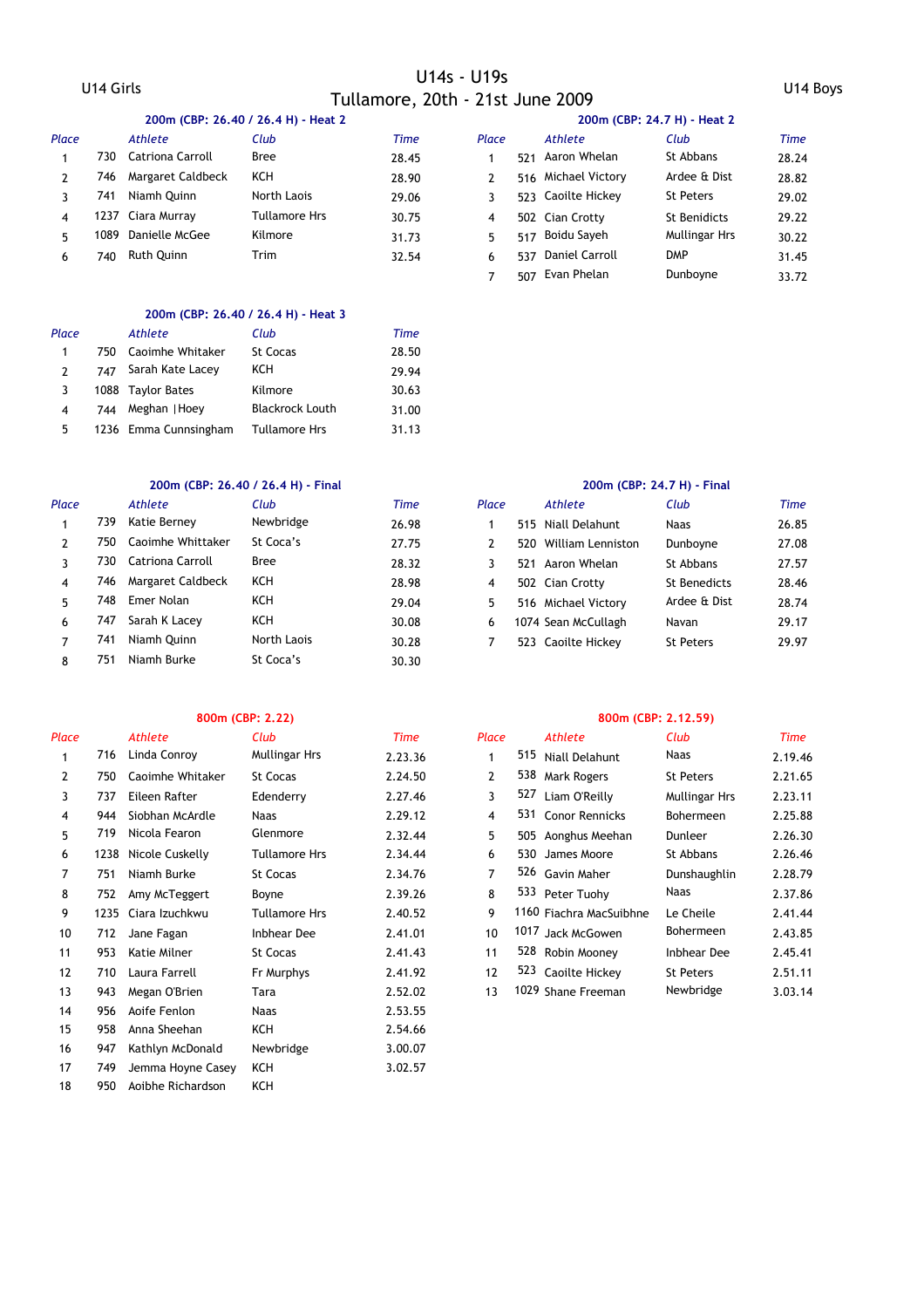# U14s - U19s

## Tullamore, 20th - 21st June 2009

### U14 Girls

#### 200m (CBP: 26.40 / 26.4 H) - Heat 2

| Place | | Athlete | Club | Time |
|---|---|---|---|---|
| 1 | 730 | Catriona Carroll | Bree | 28.45 |
| 2 | 746 | Margaret Caldbeck | KCH | 28.90 |
| 3 | 741 | Niamh Quinn | North Laois | 29.06 |
| 4 | 1237 | Ciara Murray | Tullamore Hrs | 30.75 |
| 5 | 1089 | Danielle McGee | Kilmore | 31.73 |
| 6 | 740 | Ruth Quinn | Trim | 32.54 |

#### 200m (CBP: 26.40 / 26.4 H) - Heat 3

| Place | | Athlete | Club | Time |
|---|---|---|---|---|
| 1 | 750 | Caoimhe Whitaker | St Cocas | 28.50 |
| 2 | 747 | Sarah Kate Lacey | KCH | 29.94 |
| 3 | 1088 | Taylor Bates | Kilmore | 30.63 |
| 4 | 744 | Meghan |Hoey | Blackrock Louth | 31.00 |
| 5 | 1236 | Emma Cunnsingham | Tullamore Hrs | 31.13 |

#### 200m (CBP: 26.40 / 26.4 H) - Final

| Place | | Athlete | Club | Time |
|---|---|---|---|---|
| 1 | 739 | Katie Berney | Newbridge | 26.98 |
| 2 | 750 | Caoimhe Whittaker | St Coca's | 27.75 |
| 3 | 730 | Catriona Carroll | Bree | 28.32 |
| 4 | 746 | Margaret Caldbeck | KCH | 28.98 |
| 5 | 748 | Emer Nolan | KCH | 29.04 |
| 6 | 747 | Sarah K Lacey | KCH | 30.08 |
| 7 | 741 | Niamh Quinn | North Laois | 30.28 |
| 8 | 751 | Niamh Burke | St Coca's | 30.30 |

#### 800m (CBP: 2.22)

| Place | | Athlete | Club | Time |
|---|---|---|---|---|
| 1 | 716 | Linda Conroy | Mullingar Hrs | 2.23.36 |
| 2 | 750 | Caoimhe Whitaker | St Cocas | 2.24.50 |
| 3 | 737 | Eileen Rafter | Edenderry | 2.27.46 |
| 4 | 944 | Siobhan McArdle | Naas | 2.29.12 |
| 5 | 719 | Nicola Fearon | Glenmore | 2.32.44 |
| 6 | 1238 | Nicole Cuskelly | Tullamore Hrs | 2.34.44 |
| 7 | 751 | Niamh Burke | St Cocas | 2.34.76 |
| 8 | 752 | Amy McTeggert | Boyne | 2.39.26 |
| 9 | 1235 | Ciara Izuchkwu | Tullamore Hrs | 2.40.52 |
| 10 | 712 | Jane Fagan | Inbhear Dee | 2.41.01 |
| 11 | 953 | Katie Milner | St Cocas | 2.41.43 |
| 12 | 710 | Laura Farrell | Fr Murphys | 2.41.92 |
| 13 | 943 | Megan O'Brien | Tara | 2.52.02 |
| 14 | 956 | Aoife Fenlon | Naas | 2.53.55 |
| 15 | 958 | Anna Sheehan | KCH | 2.54.66 |
| 16 | 947 | Kathlyn McDonald | Newbridge | 3.00.07 |
| 17 | 749 | Jemma Hoyne Casey | KCH | 3.02.57 |
| 18 | 950 | Aoibhe Richardson | KCH | |

### U14 Boys

#### 200m (CBP: 24.7 H) - Heat 2

| Place | | Athlete | Club | Time |
|---|---|---|---|---|
| 1 | 521 | Aaron Whelan | St Abbans | 28.24 |
| 2 | 516 | Michael Victory | Ardee & Dist | 28.82 |
| 3 | 523 | Caoilte Hickey | St Peters | 29.02 |
| 4 | 502 | Cian Crotty | St Benidicts | 29.22 |
| 5 | 517 | Boidu Sayeh | Mullingar Hrs | 30.22 |
| 6 | 537 | Daniel Carroll | DMP | 31.45 |
| 7 | 507 | Evan Phelan | Dunboyne | 33.72 |

#### 200m (CBP: 24.7 H) - Final

| Place | | Athlete | Club | Time |
|---|---|---|---|---|
| 1 | 515 | Niall Delahunt | Naas | 26.85 |
| 2 | 520 | William Lenniston | Dunboyne | 27.08 |
| 3 | 521 | Aaron Whelan | St Abbans | 27.57 |
| 4 | 502 | Cian Crotty | St Benedicts | 28.46 |
| 5 | 516 | Michael Victory | Ardee & Dist | 28.74 |
| 6 | 1074 | Sean McCullagh | Navan | 29.17 |
| 7 | 523 | Caoilte Hickey | St Peters | 29.97 |

#### 800m (CBP: 2.12.59)

| Place | | Athlete | Club | Time |
|---|---|---|---|---|
| 1 | 515 | Niall Delahunt | Naas | 2.19.46 |
| 2 | 538 | Mark Rogers | St Peters | 2.21.65 |
| 3 | 527 | Liam O'Reilly | Mullingar Hrs | 2.23.11 |
| 4 | 531 | Conor Rennicks | Bohermeen | 2.25.88 |
| 5 | 505 | Aonghus Meehan | Dunleer | 2.26.30 |
| 6 | 530 | James Moore | St Abbans | 2.26.46 |
| 7 | 526 | Gavin Maher | Dunshaughlin | 2.28.79 |
| 8 | 533 | Peter Tuohy | Naas | 2.37.86 |
| 9 | 1160 | Fiachra MacSuibhne | Le Cheile | 2.41.44 |
| 10 | 1017 | Jack McGowen | Bohermeen | 2.43.85 |
| 11 | 528 | Robin Mooney | Inbhear Dee | 2.45.41 |
| 12 | 523 | Caoilte Hickey | St Peters | 2.51.11 |
| 13 | 1029 | Shane Freeman | Newbridge | 3.03.14 |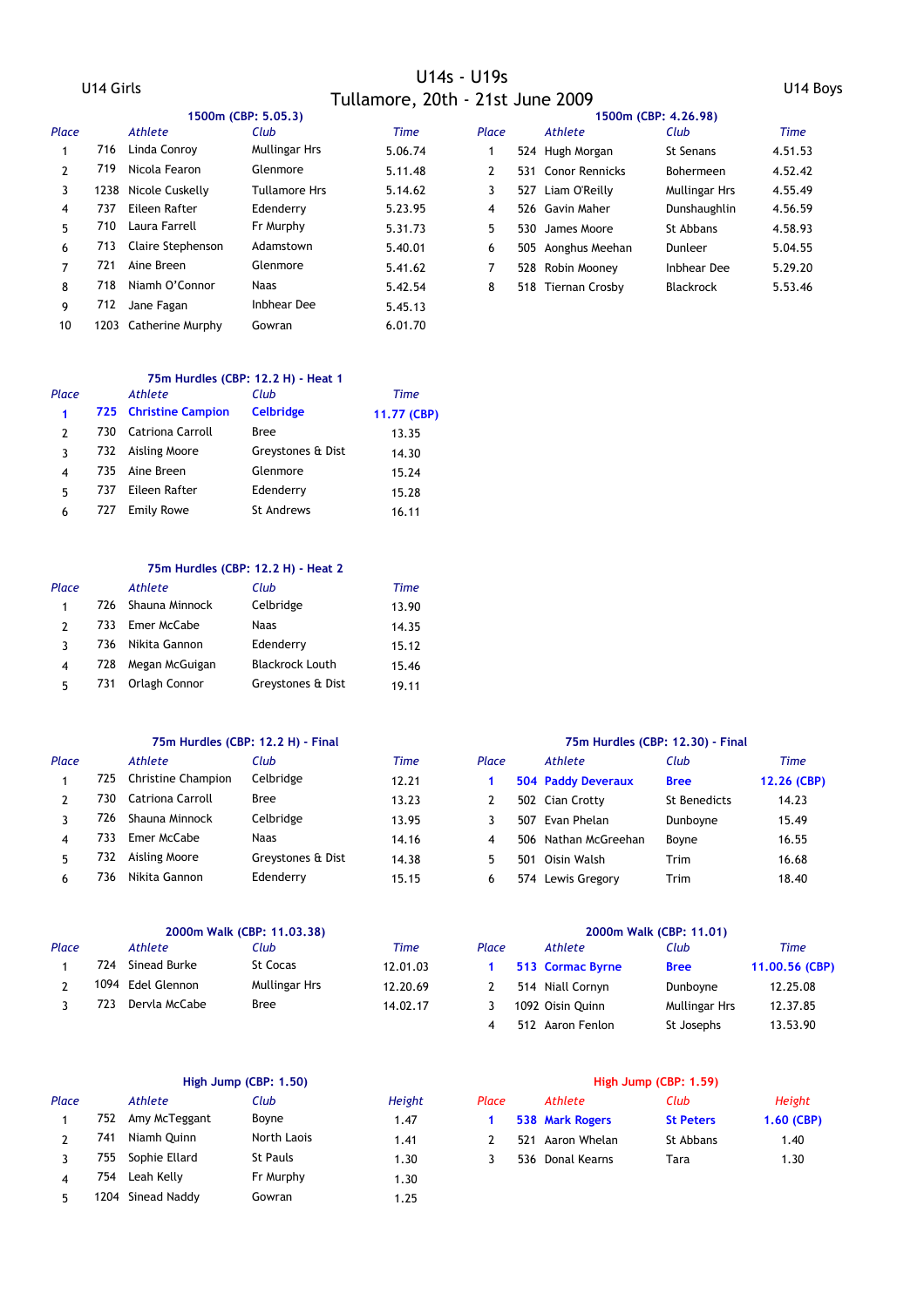# U14s - U19s

## Tullamore, 20th - 21st June 2009

## U14 Girls

### 1500m (CBP: 5.05.3)

| Place | | Athlete | Club | Time |
|---|---|---|---|---|
| 1 | 716 | Linda Conroy | Mullingar Hrs | 5.06.74 |
| 2 | 719 | Nicola Fearon | Glenmore | 5.11.48 |
| 3 | 1238 | Nicole Cuskelly | Tullamore Hrs | 5.14.62 |
| 4 | 737 | Eileen Rafter | Edenderry | 5.23.95 |
| 5 | 710 | Laura Farrell | Fr Murphy | 5.31.73 |
| 6 | 713 | Claire Stephenson | Adamstown | 5.40.01 |
| 7 | 721 | Aine Breen | Glenmore | 5.41.62 |
| 8 | 718 | Niamh O'Connor | Naas | 5.42.54 |
| 9 | 712 | Jane Fagan | Inbhear Dee | 5.45.13 |
| 10 | 1203 | Catherine Murphy | Gowran | 6.01.70 |

### 75m Hurdles (CBP: 12.2 H) - Heat 1

| Place | | Athlete | Club | Time |
|---|---|---|---|---|
| **1** | **725** | **Christine Campion** | **Celbridge** | **11.77 (CBP)** |
| 2 | 730 | Catriona Carroll | Bree | 13.35 |
| 3 | 732 | Aisling Moore | Greystones & Dist | 14.30 |
| 4 | 735 | Aine Breen | Glenmore | 15.24 |
| 5 | 737 | Eileen Rafter | Edenderry | 15.28 |
| 6 | 727 | Emily Rowe | St Andrews | 16.11 |

### 75m Hurdles (CBP: 12.2 H) - Heat 2

| Place | | Athlete | Club | Time |
|---|---|---|---|---|
| 1 | 726 | Shauna Minnock | Celbridge | 13.90 |
| 2 | 733 | Emer McCabe | Naas | 14.35 |
| 3 | 736 | Nikita Gannon | Edenderry | 15.12 |
| 4 | 728 | Megan McGuigan | Blackrock Louth | 15.46 |
| 5 | 731 | Orlagh Connor | Greystones & Dist | 19.11 |

### 75m Hurdles (CBP: 12.2 H) - Final

| Place | | Athlete | Club | Time |
|---|---|---|---|---|
| 1 | 725 | Christine Champion | Celbridge | 12.21 |
| 2 | 730 | Catriona Carroll | Bree | 13.23 |
| 3 | 726 | Shauna Minnock | Celbridge | 13.95 |
| 4 | 733 | Emer McCabe | Naas | 14.16 |
| 5 | 732 | Aisling Moore | Greystones & Dist | 14.38 |
| 6 | 736 | Nikita Gannon | Edenderry | 15.15 |

### 2000m Walk (CBP: 11.03.38)

| Place | | Athlete | Club | Time |
|---|---|---|---|---|
| 1 | 724 | Sinead Burke | St Cocas | 12.01.03 |
| 2 | 1094 | Edel Glennon | Mullingar Hrs | 12.20.69 |
| 3 | 723 | Dervla McCabe | Bree | 14.02.17 |

### High Jump (CBP: 1.50)

| Place | | Athlete | Club | Height |
|---|---|---|---|---|
| 1 | 752 | Amy McTeggant | Boyne | 1.47 |
| 2 | 741 | Niamh Quinn | North Laois | 1.41 |
| 3 | 755 | Sophie Ellard | St Pauls | 1.30 |
| 4 | 754 | Leah Kelly | Fr Murphy | 1.30 |
| 5 | 1204 | Sinead Naddy | Gowran | 1.25 |

## U14 Boys

### 1500m (CBP: 4.26.98)

| Place | | Athlete | Club | Time |
|---|---|---|---|---|
| 1 | 524 | Hugh Morgan | St Senans | 4.51.53 |
| 2 | 531 | Conor Rennicks | Bohermeen | 4.52.42 |
| 3 | 527 | Liam O'Reilly | Mullingar Hrs | 4.55.49 |
| 4 | 526 | Gavin Maher | Dunshaughlin | 4.56.59 |
| 5 | 530 | James Moore | St Abbans | 4.58.93 |
| 6 | 505 | Aonghus Meehan | Dunleer | 5.04.55 |
| 7 | 528 | Robin Mooney | Inbhear Dee | 5.29.20 |
| 8 | 518 | Tiernan Crosby | Blackrock | 5.53.46 |

### 75m Hurdles (CBP: 12.30) - Final

| Place | | Athlete | Club | Time |
|---|---|---|---|---|
| **1** | **504** | **Paddy Deveraux** | **Bree** | **12.26 (CBP)** |
| 2 | 502 | Cian Crotty | St Benedicts | 14.23 |
| 3 | 507 | Evan Phelan | Dunboyne | 15.49 |
| 4 | 506 | Nathan McGreehan | Boyne | 16.55 |
| 5 | 501 | Oisin Walsh | Trim | 16.68 |
| 6 | 574 | Lewis Gregory | Trim | 18.40 |

### 2000m Walk (CBP: 11.01)

| Place | | Athlete | Club | Time |
|---|---|---|---|---|
| **1** | **513** | **Cormac Byrne** | **Bree** | **11.00.56 (CBP)** |
| 2 | 514 | Niall Cornyn | Dunboyne | 12.25.08 |
| 3 | 1092 | Oisin Quinn | Mullingar Hrs | 12.37.85 |
| 4 | 512 | Aaron Fenlon | St Josephs | 13.53.90 |

### High Jump (CBP: 1.59)

| Place | | Athlete | Club | Height |
|---|---|---|---|---|
| **1** | **538** | **Mark Rogers** | **St Peters** | **1.60 (CBP)** |
| 2 | 521 | Aaron Whelan | St Abbans | 1.40 |
| 3 | 536 | Donal Kearns | Tara | 1.30 |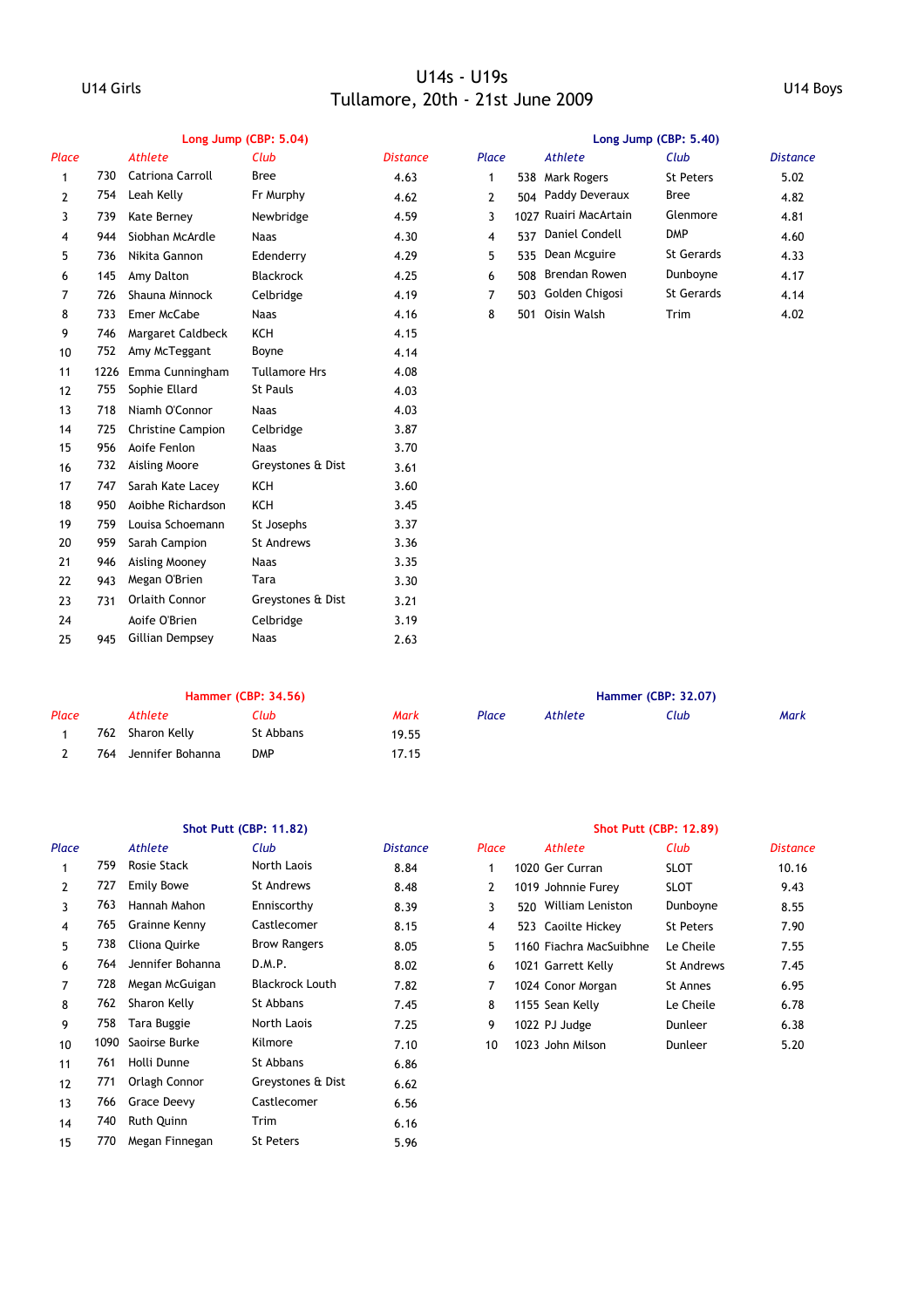# U14s - U19s
# Tullamore, 20th - 21st June 2009

## U14 Girls

### Long Jump (CBP: 5.04)

| Place | | Athlete | Club | Distance |
|---|---|---|---|---|
| 1 | 730 | Catriona Carroll | Bree | 4.63 |
| 2 | 754 | Leah Kelly | Fr Murphy | 4.62 |
| 3 | 739 | Kate Berney | Newbridge | 4.59 |
| 4 | 944 | Siobhan McArdle | Naas | 4.30 |
| 5 | 736 | Nikita Gannon | Edenderry | 4.29 |
| 6 | 145 | Amy Dalton | Blackrock | 4.25 |
| 7 | 726 | Shauna Minnock | Celbridge | 4.19 |
| 8 | 733 | Emer McCabe | Naas | 4.16 |
| 9 | 746 | Margaret Caldbeck | KCH | 4.15 |
| 10 | 752 | Amy McTeggant | Boyne | 4.14 |
| 11 | 1226 | Emma Cunningham | Tullamore Hrs | 4.08 |
| 12 | 755 | Sophie Ellard | St Pauls | 4.03 |
| 13 | 718 | Niamh O'Connor | Naas | 4.03 |
| 14 | 725 | Christine Campion | Celbridge | 3.87 |
| 15 | 956 | Aoife Fenlon | Naas | 3.70 |
| 16 | 732 | Aisling Moore | Greystones & Dist | 3.61 |
| 17 | 747 | Sarah Kate Lacey | KCH | 3.60 |
| 18 | 950 | Aoibhe Richardson | KCH | 3.45 |
| 19 | 759 | Louisa Schoemann | St Josephs | 3.37 |
| 20 | 959 | Sarah Campion | St Andrews | 3.36 |
| 21 | 946 | Aisling Mooney | Naas | 3.35 |
| 22 | 943 | Megan O'Brien | Tara | 3.30 |
| 23 | 731 | Orlaith Connor | Greystones & Dist | 3.21 |
| 24 | | Aoife O'Brien | Celbridge | 3.19 |
| 25 | 945 | Gillian Dempsey | Naas | 2.63 |

### Hammer (CBP: 34.56)

| Place | | Athlete | Club | Mark |
|---|---|---|---|---|
| 1 | 762 | Sharon Kelly | St Abbans | 19.55 |
| 2 | 764 | Jennifer Bohanna | DMP | 17.15 |

### Shot Putt (CBP: 11.82)

| Place | | Athlete | Club | Distance |
|---|---|---|---|---|
| 1 | 759 | Rosie Stack | North Laois | 8.84 |
| 2 | 727 | Emily Bowe | St Andrews | 8.48 |
| 3 | 763 | Hannah Mahon | Enniscorthy | 8.39 |
| 4 | 765 | Grainne Kenny | Castlecomer | 8.15 |
| 5 | 738 | Cliona Quirke | Brow Rangers | 8.05 |
| 6 | 764 | Jennifer Bohanna | D.M.P. | 8.02 |
| 7 | 728 | Megan McGuigan | Blackrock Louth | 7.82 |
| 8 | 762 | Sharon Kelly | St Abbans | 7.45 |
| 9 | 758 | Tara Buggie | North Laois | 7.25 |
| 10 | 1090 | Saoirse Burke | Kilmore | 7.10 |
| 11 | 761 | Holli Dunne | St Abbans | 6.86 |
| 12 | 771 | Orlagh Connor | Greystones & Dist | 6.62 |
| 13 | 766 | Grace Deevy | Castlecomer | 6.56 |
| 14 | 740 | Ruth Quinn | Trim | 6.16 |
| 15 | 770 | Megan Finnegan | St Peters | 5.96 |

## U14 Boys

### Long Jump (CBP: 5.40)

| Place | | Athlete | Club | Distance |
|---|---|---|---|---|
| 1 | 538 | Mark Rogers | St Peters | 5.02 |
| 2 | 504 | Paddy Deveraux | Bree | 4.82 |
| 3 | 1027 | Ruairi MacArtain | Glenmore | 4.81 |
| 4 | 537 | Daniel Condell | DMP | 4.60 |
| 5 | 535 | Dean Mcguire | St Gerards | 4.33 |
| 6 | 508 | Brendan Rowen | Dunboyne | 4.17 |
| 7 | 503 | Golden Chigosi | St Gerards | 4.14 |
| 8 | 501 | Oisin Walsh | Trim | 4.02 |

### Hammer (CBP: 32.07)

| Place | Athlete | Club | Mark |
|---|---|---|---|

### Shot Putt (CBP: 12.89)

| Place | | Athlete | Club | Distance |
|---|---|---|---|---|
| 1 | 1020 | Ger Curran | SLOT | 10.16 |
| 2 | 1019 | Johnnie Furey | SLOT | 9.43 |
| 3 | 520 | William Leniston | Dunboyne | 8.55 |
| 4 | 523 | Caoilte Hickey | St Peters | 7.90 |
| 5 | 1160 | Fiachra MacSuibhne | Le Cheile | 7.55 |
| 6 | 1021 | Garrett Kelly | St Andrews | 7.45 |
| 7 | 1024 | Conor Morgan | St Annes | 6.95 |
| 8 | 1155 | Sean Kelly | Le Cheile | 6.78 |
| 9 | 1022 | PJ Judge | Dunleer | 6.38 |
| 10 | 1023 | John Milson | Dunleer | 5.20 |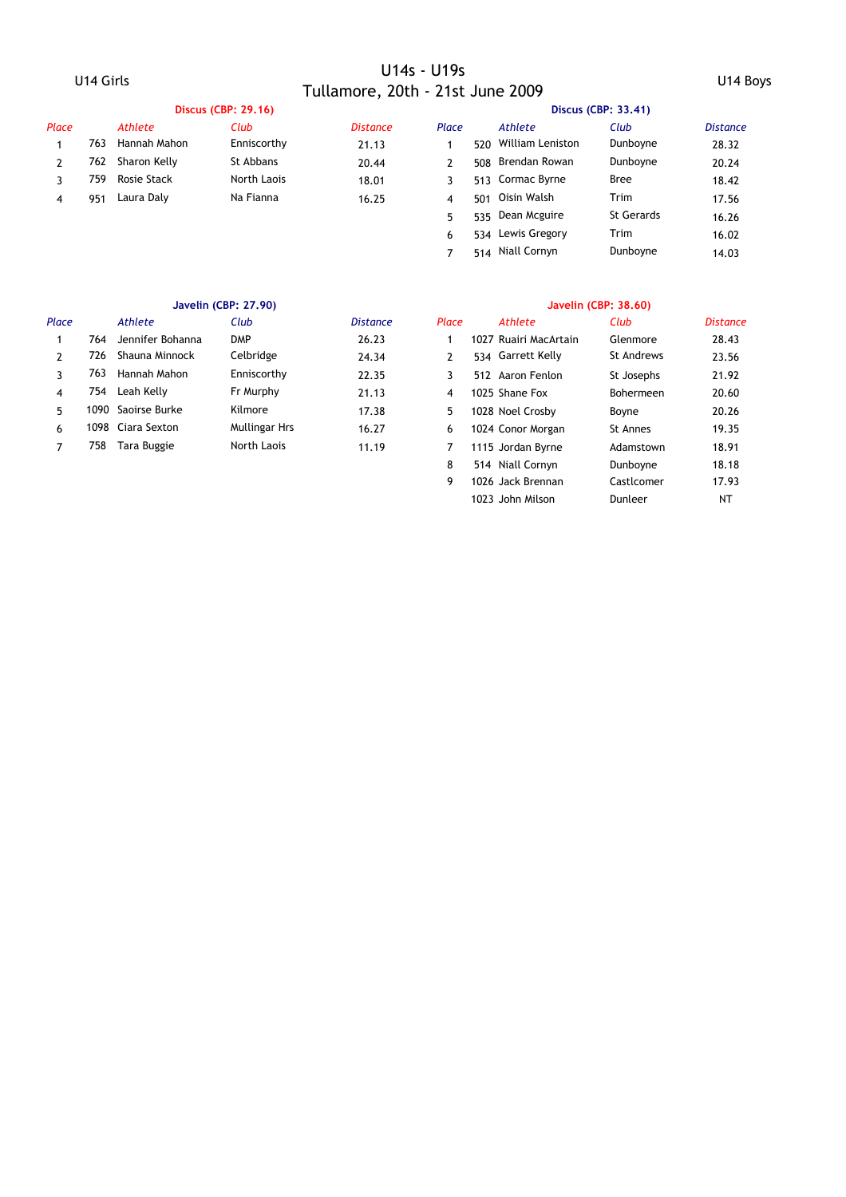# U14s - U19s
## Tullamore, 20th - 21st June 2009

### U14 Girls

**Discus (CBP: 29.16)**

| Place | | Athlete | Club | Distance |
|---|---|---|---|---|
| 1 | 763 | Hannah Mahon | Enniscorthy | 21.13 |
| 2 | 762 | Sharon Kelly | St Abbans | 20.44 |
| 3 | 759 | Rosie Stack | North Laois | 18.01 |
| 4 | 951 | Laura Daly | Na Fianna | 16.25 |

**Javelin (CBP: 27.90)**

| Place | | Athlete | Club | Distance |
|---|---|---|---|---|
| 1 | 764 | Jennifer Bohanna | DMP | 26.23 |
| 2 | 726 | Shauna Minnock | Celbridge | 24.34 |
| 3 | 763 | Hannah Mahon | Enniscorthy | 22.35 |
| 4 | 754 | Leah Kelly | Fr Murphy | 21.13 |
| 5 | 1090 | Saoirse Burke | Kilmore | 17.38 |
| 6 | 1098 | Ciara Sexton | Mullingar Hrs | 16.27 |
| 7 | 758 | Tara Buggie | North Laois | 11.19 |

### U14 Boys

**Discus (CBP: 33.41)**

| Place | | Athlete | Club | Distance |
|---|---|---|---|---|
| 1 | 520 | William Leniston | Dunboyne | 28.32 |
| 2 | 508 | Brendan Rowan | Dunboyne | 20.24 |
| 3 | 513 | Cormac Byrne | Bree | 18.42 |
| 4 | 501 | Oisin Walsh | Trim | 17.56 |
| 5 | 535 | Dean Mcguire | St Gerards | 16.26 |
| 6 | 534 | Lewis Gregory | Trim | 16.02 |
| 7 | 514 | Niall Cornyn | Dunboyne | 14.03 |

**Javelin (CBP: 38.60)**

| Place | | Athlete | Club | Distance |
|---|---|---|---|---|
| 1 | 1027 | Ruairi MacArtain | Glenmore | 28.43 |
| 2 | 534 | Garrett Kelly | St Andrews | 23.56 |
| 3 | 512 | Aaron Fenlon | St Josephs | 21.92 |
| 4 | 1025 | Shane Fox | Bohermeen | 20.60 |
| 5 | 1028 | Noel Crosby | Boyne | 20.26 |
| 6 | 1024 | Conor Morgan | St Annes | 19.35 |
| 7 | 1115 | Jordan Byrne | Adamstown | 18.91 |
| 8 | 514 | Niall Cornyn | Dunboyne | 18.18 |
| 9 | 1026 | Jack Brennan | Castlcomer | 17.93 |
| | 1023 | John Milson | Dunleer | NT |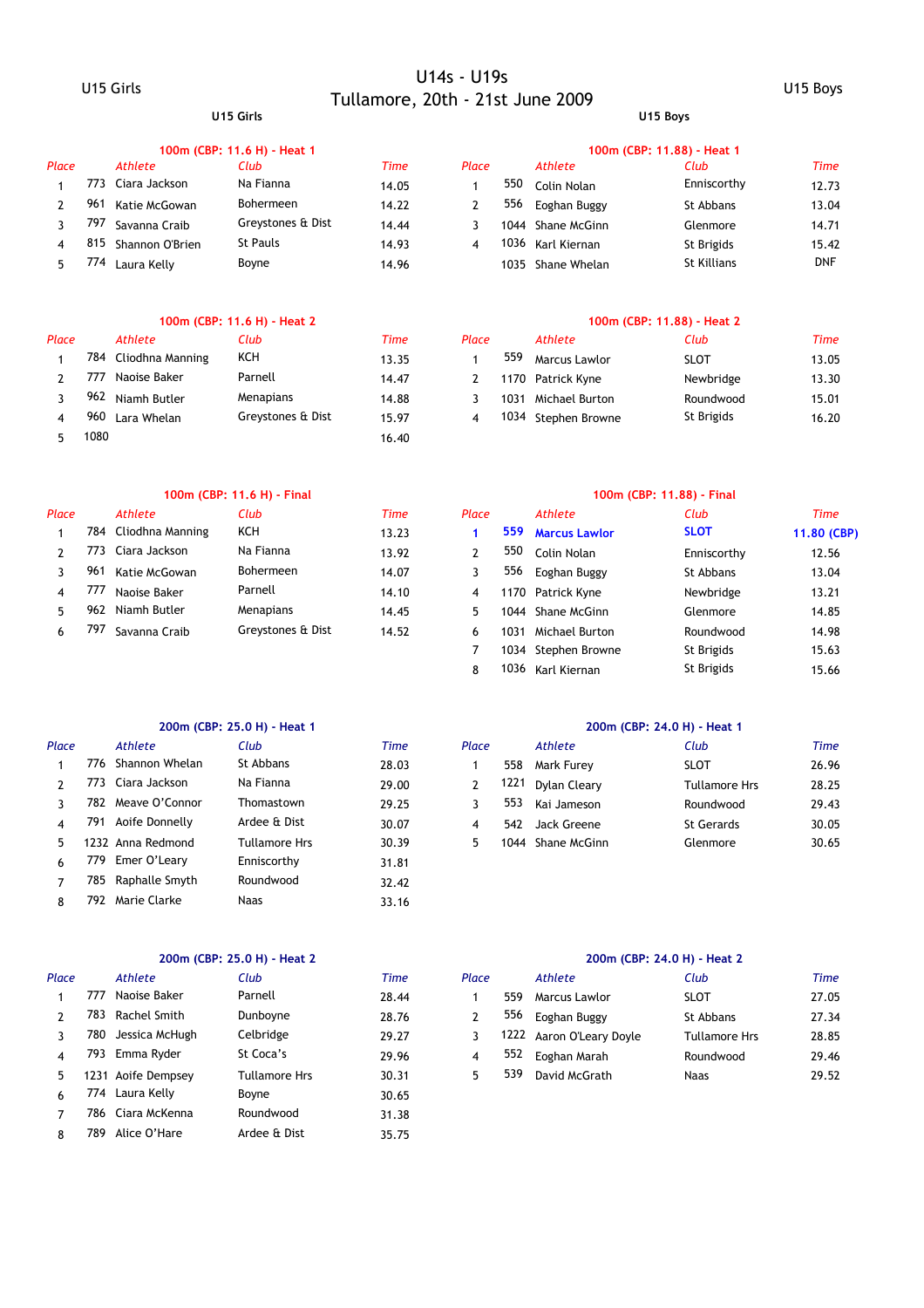# U14s - U19s
# Tullamore, 20th - 21st June 2009

## U15 Girls

### 100m (CBP: 11.6 H) - Heat 1

| Place | | Athlete | Club | Time |
|---|---|---|---|---|
| 1 | 773 | Ciara Jackson | Na Fianna | 14.05 |
| 2 | 961 | Katie McGowan | Bohermeen | 14.22 |
| 3 | 797 | Savanna Craib | Greystones & Dist | 14.44 |
| 4 | 815 | Shannon O'Brien | St Pauls | 14.93 |
| 5 | 774 | Laura Kelly | Boyne | 14.96 |

### 100m (CBP: 11.6 H) - Heat 2

| Place | | Athlete | Club | Time |
|---|---|---|---|---|
| 1 | 784 | Cliodhna Manning | KCH | 13.35 |
| 2 | 777 | Naoise Baker | Parnell | 14.47 |
| 3 | 962 | Niamh Butler | Menapians | 14.88 |
| 4 | 960 | Lara Whelan | Greystones & Dist | 15.97 |
| 5 | 1080 | | | 16.40 |

### 100m (CBP: 11.6 H) - Final

| Place | | Athlete | Club | Time |
|---|---|---|---|---|
| 1 | 784 | Cliodhna Manning | KCH | 13.23 |
| 2 | 773 | Ciara Jackson | Na Fianna | 13.92 |
| 3 | 961 | Katie McGowan | Bohermeen | 14.07 |
| 4 | 777 | Naoise Baker | Parnell | 14.10 |
| 5 | 962 | Niamh Butler | Menapians | 14.45 |
| 6 | 797 | Savanna Craib | Greystones & Dist | 14.52 |

### 200m (CBP: 25.0 H) - Heat 1

| Place | | Athlete | Club | Time |
|---|---|---|---|---|
| 1 | 776 | Shannon Whelan | St Abbans | 28.03 |
| 2 | 773 | Ciara Jackson | Na Fianna | 29.00 |
| 3 | 782 | Meave O'Connor | Thomastown | 29.25 |
| 4 | 791 | Aoife Donnelly | Ardee & Dist | 30.07 |
| 5 | 1232 | Anna Redmond | Tullamore Hrs | 30.39 |
| 6 | 779 | Emer O'Leary | Enniscorthy | 31.81 |
| 7 | 785 | Raphalle Smyth | Roundwood | 32.42 |
| 8 | 792 | Marie Clarke | Naas | 33.16 |

### 200m (CBP: 25.0 H) - Heat 2

| Place | | Athlete | Club | Time |
|---|---|---|---|---|
| 1 | 777 | Naoise Baker | Parnell | 28.44 |
| 2 | 783 | Rachel Smith | Dunboyne | 28.76 |
| 3 | 780 | Jessica McHugh | Celbridge | 29.27 |
| 4 | 793 | Emma Ryder | St Coca's | 29.96 |
| 5 | 1231 | Aoife Dempsey | Tullamore Hrs | 30.31 |
| 6 | 774 | Laura Kelly | Boyne | 30.65 |
| 7 | 786 | Ciara McKenna | Roundwood | 31.38 |
| 8 | 789 | Alice O'Hare | Ardee & Dist | 35.75 |

## U15 Boys

### 100m (CBP: 11.88) - Heat 1

| Place | | Athlete | Club | Time |
|---|---|---|---|---|
| 1 | 550 | Colin Nolan | Enniscorthy | 12.73 |
| 2 | 556 | Eoghan Buggy | St Abbans | 13.04 |
| 3 | 1044 | Shane McGinn | Glenmore | 14.71 |
| 4 | 1036 | Karl Kiernan | St Brigids | 15.42 |
| | 1035 | Shane Whelan | St Killians | DNF |

### 100m (CBP: 11.88) - Heat 2

| Place | | Athlete | Club | Time |
|---|---|---|---|---|
| 1 | 559 | Marcus Lawlor | SLOT | 13.05 |
| 2 | 1170 | Patrick Kyne | Newbridge | 13.30 |
| 3 | 1031 | Michael Burton | Roundwood | 15.01 |
| 4 | 1034 | Stephen Browne | St Brigids | 16.20 |

### 100m (CBP: 11.88) - Final

| Place | | Athlete | Club | Time |
|---|---|---|---|---|
| **1** | **559** | **Marcus Lawlor** | **SLOT** | **11.80 (CBP)** |
| 2 | 550 | Colin Nolan | Enniscorthy | 12.56 |
| 3 | 556 | Eoghan Buggy | St Abbans | 13.04 |
| 4 | 1170 | Patrick Kyne | Newbridge | 13.21 |
| 5 | 1044 | Shane McGinn | Glenmore | 14.85 |
| 6 | 1031 | Michael Burton | Roundwood | 14.98 |
| 7 | 1034 | Stephen Browne | St Brigids | 15.63 |
| 8 | 1036 | Karl Kiernan | St Brigids | 15.66 |

### 200m (CBP: 24.0 H) - Heat 1

| Place | | Athlete | Club | Time |
|---|---|---|---|---|
| 1 | 558 | Mark Furey | SLOT | 26.96 |
| 2 | 1221 | Dylan Cleary | Tullamore Hrs | 28.25 |
| 3 | 553 | Kai Jameson | Roundwood | 29.43 |
| 4 | 542 | Jack Greene | St Gerards | 30.05 |
| 5 | 1044 | Shane McGinn | Glenmore | 30.65 |

### 200m (CBP: 24.0 H) - Heat 2

| Place | | Athlete | Club | Time |
|---|---|---|---|---|
| 1 | 559 | Marcus Lawlor | SLOT | 27.05 |
| 2 | 556 | Eoghan Buggy | St Abbans | 27.34 |
| 3 | 1222 | Aaron O'Leary Doyle | Tullamore Hrs | 28.85 |
| 4 | 552 | Eoghan Marah | Roundwood | 29.46 |
| 5 | 539 | David McGrath | Naas | 29.52 |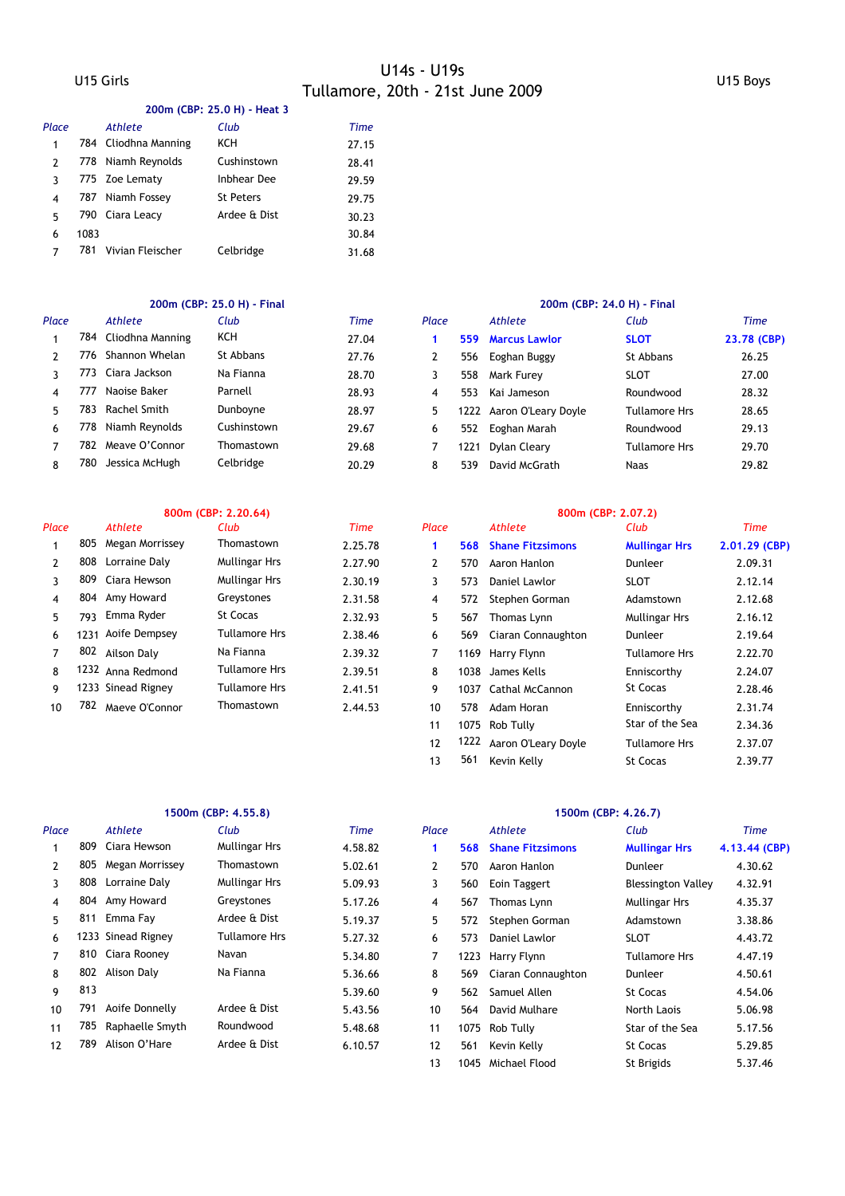U15 Girls

# U14s - U19s
## Tullamore, 20th - 21st June 2009

U15 Boys

### U15 Girls

#### 200m (CBP: 25.0 H) - Heat 3

| Place | | Athlete | Club | Time |
|---|---|---|---|---|
| 1 | 784 | Cliodhna Manning | KCH | 27.15 |
| 2 | 778 | Niamh Reynolds | Cushinstown | 28.41 |
| 3 | 775 | Zoe Lematy | Inbhear Dee | 29.59 |
| 4 | 787 | Niamh Fossey | St Peters | 29.75 |
| 5 | 790 | Ciara Leacy | Ardee & Dist | 30.23 |
| 6 | 1083 | | | 30.84 |
| 7 | 781 | Vivian Fleischer | Celbridge | 31.68 |

#### 200m (CBP: 25.0 H) - Final

| Place | | Athlete | Club | Time |
|---|---|---|---|---|
| 1 | 784 | Cliodhna Manning | KCH | 27.04 |
| 2 | 776 | Shannon Whelan | St Abbans | 27.76 |
| 3 | 773 | Ciara Jackson | Na Fianna | 28.70 |
| 4 | 777 | Naoise Baker | Parnell | 28.93 |
| 5 | 783 | Rachel Smith | Dunboyne | 28.97 |
| 6 | 778 | Niamh Reynolds | Cushinstown | 29.67 |
| 7 | 782 | Meave O'Connor | Thomastown | 29.68 |
| 8 | 780 | Jessica McHugh | Celbridge | 20.29 |

#### 800m (CBP: 2.20.64)

| Place | | Athlete | Club | Time |
|---|---|---|---|---|
| 1 | 805 | Megan Morrissey | Thomastown | 2.25.78 |
| 2 | 808 | Lorraine Daly | Mullingar Hrs | 2.27.90 |
| 3 | 809 | Ciara Hewson | Mullingar Hrs | 2.30.19 |
| 4 | 804 | Amy Howard | Greystones | 2.31.58 |
| 5 | 793 | Emma Ryder | St Cocas | 2.32.93 |
| 6 | 1231 | Aoife Dempsey | Tullamore Hrs | 2.38.46 |
| 7 | 802 | Ailson Daly | Na Fianna | 2.39.32 |
| 8 | 1232 | Anna Redmond | Tullamore Hrs | 2.39.51 |
| 9 | 1233 | Sinead Rigney | Tullamore Hrs | 2.41.51 |
| 10 | 782 | Maeve O'Connor | Thomastown | 2.44.53 |

#### 1500m (CBP: 4.55.8)

| Place | | Athlete | Club | Time |
|---|---|---|---|---|
| 1 | 809 | Ciara Hewson | Mullingar Hrs | 4.58.82 |
| 2 | 805 | Megan Morrissey | Thomastown | 5.02.61 |
| 3 | 808 | Lorraine Daly | Mullingar Hrs | 5.09.93 |
| 4 | 804 | Amy Howard | Greystones | 5.17.26 |
| 5 | 811 | Emma Fay | Ardee & Dist | 5.19.37 |
| 6 | 1233 | Sinead Rigney | Tullamore Hrs | 5.27.32 |
| 7 | 810 | Ciara Rooney | Navan | 5.34.80 |
| 8 | 802 | Alison Daly | Na Fianna | 5.36.66 |
| 9 | 813 | | | 5.39.60 |
| 10 | 791 | Aoife Donnelly | Ardee & Dist | 5.43.56 |
| 11 | 785 | Raphaelle Smyth | Roundwood | 5.48.68 |
| 12 | 789 | Alison O'Hare | Ardee & Dist | 6.10.57 |

### U15 Boys

#### 200m (CBP: 24.0 H) - Final

| Place | | Athlete | Club | Time |
|---|---|---|---|---|
| **1** | **559** | **Marcus Lawlor** | **SLOT** | **23.78 (CBP)** |
| 2 | 556 | Eoghan Buggy | St Abbans | 26.25 |
| 3 | 558 | Mark Furey | SLOT | 27.00 |
| 4 | 553 | Kai Jameson | Roundwood | 28.32 |
| 5 | 1222 | Aaron O'Leary Doyle | Tullamore Hrs | 28.65 |
| 6 | 552 | Eoghan Marah | Roundwood | 29.13 |
| 7 | 1221 | Dylan Cleary | Tullamore Hrs | 29.70 |
| 8 | 539 | David McGrath | Naas | 29.82 |

#### 800m (CBP: 2.07.2)

| Place | | Athlete | Club | Time |
|---|---|---|---|---|
| **1** | **568** | **Shane Fitzsimons** | **Mullingar Hrs** | **2.01.29 (CBP)** |
| 2 | 570 | Aaron Hanlon | Dunleer | 2.09.31 |
| 3 | 573 | Daniel Lawlor | SLOT | 2.12.14 |
| 4 | 572 | Stephen Gorman | Adamstown | 2.12.68 |
| 5 | 567 | Thomas Lynn | Mullingar Hrs | 2.16.12 |
| 6 | 569 | Ciaran Connaughton | Dunleer | 2.19.64 |
| 7 | 1169 | Harry Flynn | Tullamore Hrs | 2.22.70 |
| 8 | 1038 | James Kells | Enniscorthy | 2.24.07 |
| 9 | 1037 | Cathal McCannon | St Cocas | 2.28.46 |
| 10 | 578 | Adam Horan | Enniscorthy | 2.31.74 |
| 11 | 1075 | Rob Tully | Star of the Sea | 2.34.36 |
| 12 | 1222 | Aaron O'Leary Doyle | Tullamore Hrs | 2.37.07 |
| 13 | 561 | Kevin Kelly | St Cocas | 2.39.77 |

#### 1500m (CBP: 4.26.7)

| Place | | Athlete | Club | Time |
|---|---|---|---|---|
| **1** | **568** | **Shane Fitzsimons** | **Mullingar Hrs** | **4.13.44 (CBP)** |
| 2 | 570 | Aaron Hanlon | Dunleer | 4.30.62 |
| 3 | 560 | Eoin Taggert | Blessington Valley | 4.32.91 |
| 4 | 567 | Thomas Lynn | Mullingar Hrs | 4.35.37 |
| 5 | 572 | Stephen Gorman | Adamstown | 3.38.86 |
| 6 | 573 | Daniel Lawlor | SLOT | 4.43.72 |
| 7 | 1223 | Harry Flynn | Tullamore Hrs | 4.47.19 |
| 8 | 569 | Ciaran Connaughton | Dunleer | 4.50.61 |
| 9 | 562 | Samuel Allen | St Cocas | 4.54.06 |
| 10 | 564 | David Mulhare | North Laois | 5.06.98 |
| 11 | 1075 | Rob Tully | Star of the Sea | 5.17.56 |
| 12 | 561 | Kevin Kelly | St Cocas | 5.29.85 |
| 13 | 1045 | Michael Flood | St Brigids | 5.37.46 |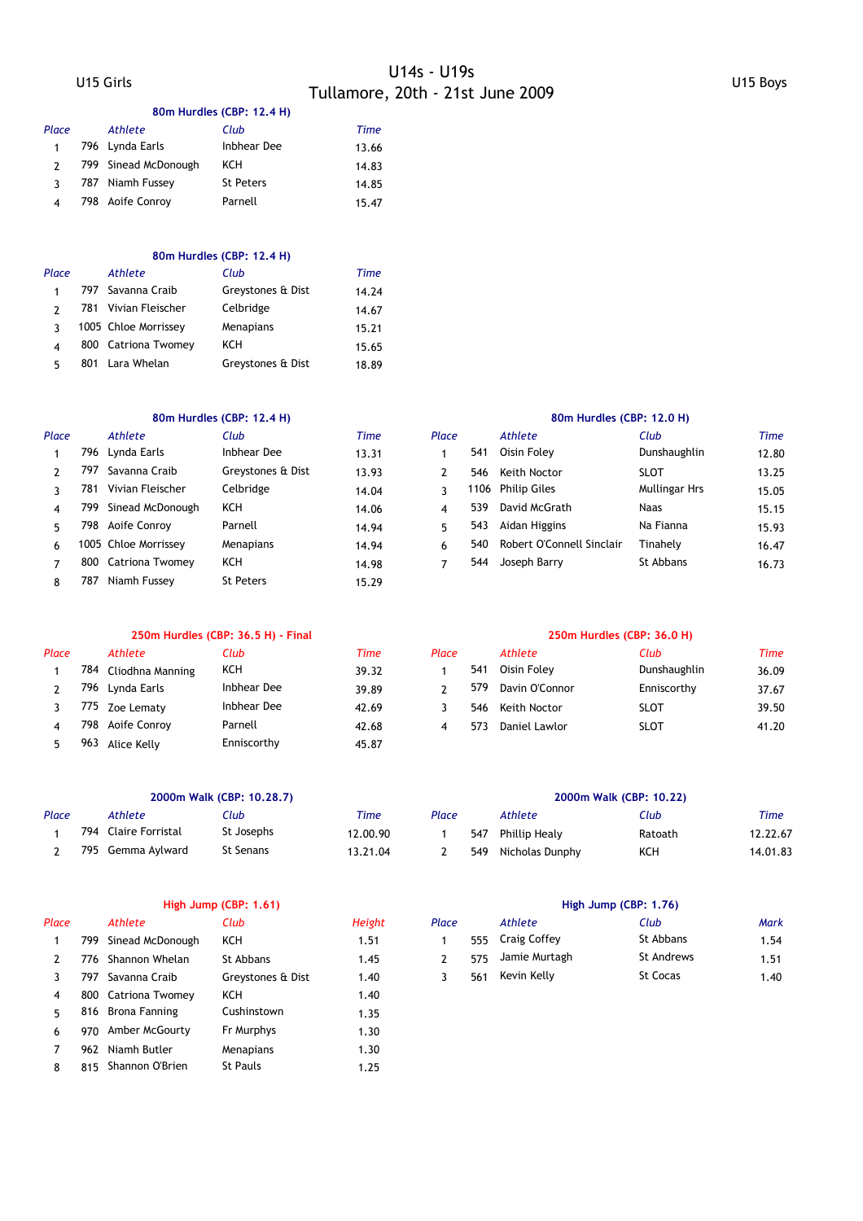# U14s - U19s
## Tullamore, 20th - 21st June 2009

U15 Girls

U15 Boys

### 80m Hurdles (CBP: 12.4 H)

| Place | | Athlete | Club | Time |
|---|---|---|---|---|
| 1 | 796 | Lynda Earls | Inbhear Dee | 13.66 |
| 2 | 799 | Sinead McDonough | KCH | 14.83 |
| 3 | 787 | Niamh Fussey | St Peters | 14.85 |
| 4 | 798 | Aoife Conroy | Parnell | 15.47 |

### 80m Hurdles (CBP: 12.4 H)

| Place | | Athlete | Club | Time |
|---|---|---|---|---|
| 1 | 797 | Savanna Craib | Greystones & Dist | 14.24 |
| 2 | 781 | Vivian Fleischer | Celbridge | 14.67 |
| 3 | 1005 | Chloe Morrissey | Menapians | 15.21 |
| 4 | 800 | Catriona Twomey | KCH | 15.65 |
| 5 | 801 | Lara Whelan | Greystones & Dist | 18.89 |

### 80m Hurdles (CBP: 12.4 H)

| Place | | Athlete | Club | Time |
|---|---|---|---|---|
| 1 | 796 | Lynda Earls | Inbhear Dee | 13.31 |
| 2 | 797 | Savanna Craib | Greystones & Dist | 13.93 |
| 3 | 781 | Vivian Fleischer | Celbridge | 14.04 |
| 4 | 799 | Sinead McDonough | KCH | 14.06 |
| 5 | 798 | Aoife Conroy | Parnell | 14.94 |
| 6 | 1005 | Chloe Morrissey | Menapians | 14.94 |
| 7 | 800 | Catriona Twomey | KCH | 14.98 |
| 8 | 787 | Niamh Fussey | St Peters | 15.29 |

### 80m Hurdles (CBP: 12.0 H)

| Place | | Athlete | Club | Time |
|---|---|---|---|---|
| 1 | 541 | Oisin Foley | Dunshaughlin | 12.80 |
| 2 | 546 | Keith Noctor | SLOT | 13.25 |
| 3 | 1106 | Philip Giles | Mullingar Hrs | 15.05 |
| 4 | 539 | David McGrath | Naas | 15.15 |
| 5 | 543 | Aidan Higgins | Na Fianna | 15.93 |
| 6 | 540 | Robert O'Connell Sinclair | Tinahely | 16.47 |
| 7 | 544 | Joseph Barry | St Abbans | 16.73 |

### 250m Hurdles (CBP: 36.5 H) - Final

| Place | | Athlete | Club | Time |
|---|---|---|---|---|
| 1 | 784 | Cliodhna Manning | KCH | 39.32 |
| 2 | 796 | Lynda Earls | Inbhear Dee | 39.89 |
| 3 | 775 | Zoe Lematy | Inbhear Dee | 42.69 |
| 4 | 798 | Aoife Conroy | Parnell | 42.68 |
| 5 | 963 | Alice Kelly | Enniscorthy | 45.87 |

### 250m Hurdles (CBP: 36.0 H)

| Place | | Athlete | Club | Time |
|---|---|---|---|---|
| 1 | 541 | Oisin Foley | Dunshaughlin | 36.09 |
| 2 | 579 | Davin O'Connor | Enniscorthy | 37.67 |
| 3 | 546 | Keith Noctor | SLOT | 39.50 |
| 4 | 573 | Daniel Lawlor | SLOT | 41.20 |

### 2000m Walk (CBP: 10.28.7)

| Place | | Athlete | Club | Time |
|---|---|---|---|---|
| 1 | 794 | Claire Forristal | St Josephs | 12.00.90 |
| 2 | 795 | Gemma Aylward | St Senans | 13.21.04 |

### 2000m Walk (CBP: 10.22)

| Place | | Athlete | Club | Time |
|---|---|---|---|---|
| 1 | 547 | Phillip Healy | Ratoath | 12.22.67 |
| 2 | 549 | Nicholas Dunphy | KCH | 14.01.83 |

### High Jump (CBP: 1.61)

| Place | | Athlete | Club | Height |
|---|---|---|---|---|
| 1 | 799 | Sinead McDonough | KCH | 1.51 |
| 2 | 776 | Shannon Whelan | St Abbans | 1.45 |
| 3 | 797 | Savanna Craib | Greystones & Dist | 1.40 |
| 4 | 800 | Catriona Twomey | KCH | 1.40 |
| 5 | 816 | Brona Fanning | Cushinstown | 1.35 |
| 6 | 970 | Amber McGourty | Fr Murphys | 1.30 |
| 7 | 962 | Niamh Butler | Menapians | 1.30 |
| 8 | 815 | Shannon O'Brien | St Pauls | 1.25 |

### High Jump (CBP: 1.76)

| Place | | Athlete | Club | Mark |
|---|---|---|---|---|
| 1 | 555 | Craig Coffey | St Abbans | 1.54 |
| 2 | 575 | Jamie Murtagh | St Andrews | 1.51 |
| 3 | 561 | Kevin Kelly | St Cocas | 1.40 |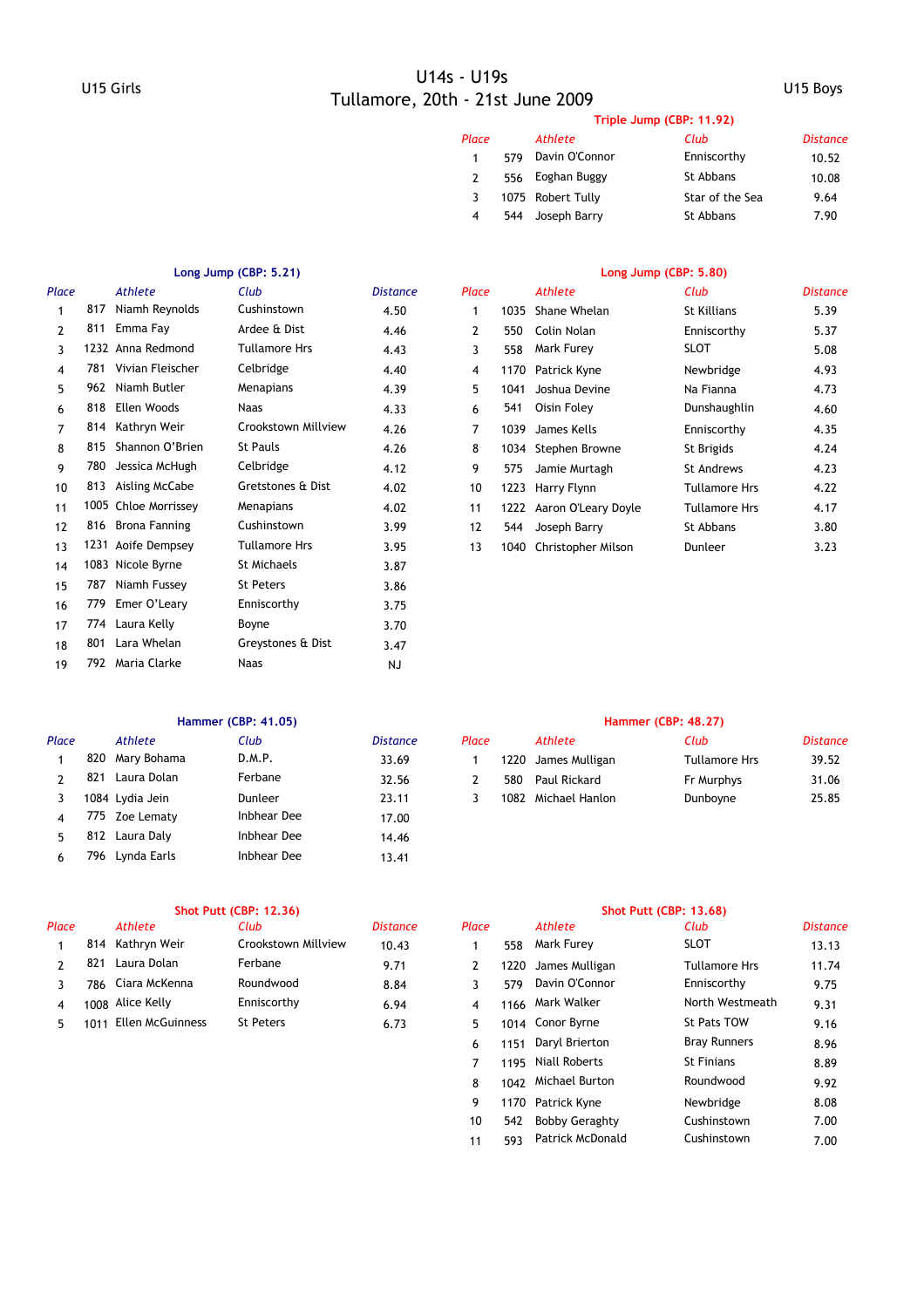# U14s - U19s
## Tullamore, 20th - 21st June 2009

## U15 Girls

### Long Jump (CBP: 5.21)

| Place | | Athlete | Club | Distance |
|---|---|---|---|---|
| 1 | 817 | Niamh Reynolds | Cushinstown | 4.50 |
| 2 | 811 | Emma Fay | Ardee & Dist | 4.46 |
| 3 | 1232 | Anna Redmond | Tullamore Hrs | 4.43 |
| 4 | 781 | Vivian Fleischer | Celbridge | 4.40 |
| 5 | 962 | Niamh Butler | Menapians | 4.39 |
| 6 | 818 | Ellen Woods | Naas | 4.33 |
| 7 | 814 | Kathryn Weir | Crookstown Millview | 4.26 |
| 8 | 815 | Shannon O'Brien | St Pauls | 4.26 |
| 9 | 780 | Jessica McHugh | Celbridge | 4.12 |
| 10 | 813 | Aisling McCabe | Gretstones & Dist | 4.02 |
| 11 | 1005 | Chloe Morrissey | Menapians | 4.02 |
| 12 | 816 | Brona Fanning | Cushinstown | 3.99 |
| 13 | 1231 | Aoife Dempsey | Tullamore Hrs | 3.95 |
| 14 | 1083 | Nicole Byrne | St Michaels | 3.87 |
| 15 | 787 | Niamh Fussey | St Peters | 3.86 |
| 16 | 779 | Emer O'Leary | Enniscorthy | 3.75 |
| 17 | 774 | Laura Kelly | Boyne | 3.70 |
| 18 | 801 | Lara Whelan | Greystones & Dist | 3.47 |
| 19 | 792 | Maria Clarke | Naas | NJ |

### Hammer (CBP: 41.05)

| Place | | Athlete | Club | Distance |
|---|---|---|---|---|
| 1 | 820 | Mary Bohama | D.M.P. | 33.69 |
| 2 | 821 | Laura Dolan | Ferbane | 32.56 |
| 3 | 1084 | Lydia Jein | Dunleer | 23.11 |
| 4 | 775 | Zoe Lematy | Inbhear Dee | 17.00 |
| 5 | 812 | Laura Daly | Inbhear Dee | 14.46 |
| 6 | 796 | Lynda Earls | Inbhear Dee | 13.41 |

### Shot Putt (CBP: 12.36)

| Place | | Athlete | Club | Distance |
|---|---|---|---|---|
| 1 | 814 | Kathryn Weir | Crookstown Millview | 10.43 |
| 2 | 821 | Laura Dolan | Ferbane | 9.71 |
| 3 | 786 | Ciara McKenna | Roundwood | 8.84 |
| 4 | 1008 | Alice Kelly | Enniscorthy | 6.94 |
| 5 | 1011 | Ellen McGuinness | St Peters | 6.73 |

## U15 Boys

### Triple Jump (CBP: 11.92)

| Place | | Athlete | Club | Distance |
|---|---|---|---|---|
| 1 | 579 | Davin O'Connor | Enniscorthy | 10.52 |
| 2 | 556 | Eoghan Buggy | St Abbans | 10.08 |
| 3 | 1075 | Robert Tully | Star of the Sea | 9.64 |
| 4 | 544 | Joseph Barry | St Abbans | 7.90 |

### Long Jump (CBP: 5.80)

| Place | | Athlete | Club | Distance |
|---|---|---|---|---|
| 1 | 1035 | Shane Whelan | St Killians | 5.39 |
| 2 | 550 | Colin Nolan | Enniscorthy | 5.37 |
| 3 | 558 | Mark Furey | SLOT | 5.08 |
| 4 | 1170 | Patrick Kyne | Newbridge | 4.93 |
| 5 | 1041 | Joshua Devine | Na Fianna | 4.73 |
| 6 | 541 | Oisin Foley | Dunshaughlin | 4.60 |
| 7 | 1039 | James Kells | Enniscorthy | 4.35 |
| 8 | 1034 | Stephen Browne | St Brigids | 4.24 |
| 9 | 575 | Jamie Murtagh | St Andrews | 4.23 |
| 10 | 1223 | Harry Flynn | Tullamore Hrs | 4.22 |
| 11 | 1222 | Aaron O'Leary Doyle | Tullamore Hrs | 4.17 |
| 12 | 544 | Joseph Barry | St Abbans | 3.80 |
| 13 | 1040 | Christopher Milson | Dunleer | 3.23 |

### Hammer (CBP: 48.27)

| Place | | Athlete | Club | Distance |
|---|---|---|---|---|
| 1 | 1220 | James Mulligan | Tullamore Hrs | 39.52 |
| 2 | 580 | Paul Rickard | Fr Murphys | 31.06 |
| 3 | 1082 | Michael Hanlon | Dunboyne | 25.85 |

### Shot Putt (CBP: 13.68)

| Place | | Athlete | Club | Distance |
|---|---|---|---|---|
| 1 | 558 | Mark Furey | SLOT | 13.13 |
| 2 | 1220 | James Mulligan | Tullamore Hrs | 11.74 |
| 3 | 579 | Davin O'Connor | Enniscorthy | 9.75 |
| 4 | 1166 | Mark Walker | North Westmeath | 9.31 |
| 5 | 1014 | Conor Byrne | St Pats TOW | 9.16 |
| 6 | 1151 | Daryl Brierton | Bray Runners | 8.96 |
| 7 | 1195 | Niall Roberts | St Finians | 8.89 |
| 8 | 1042 | Michael Burton | Roundwood | 9.92 |
| 9 | 1170 | Patrick Kyne | Newbridge | 8.08 |
| 10 | 542 | Bobby Geraghty | Cushinstown | 7.00 |
| 11 | 593 | Patrick McDonald | Cushinstown | 7.00 |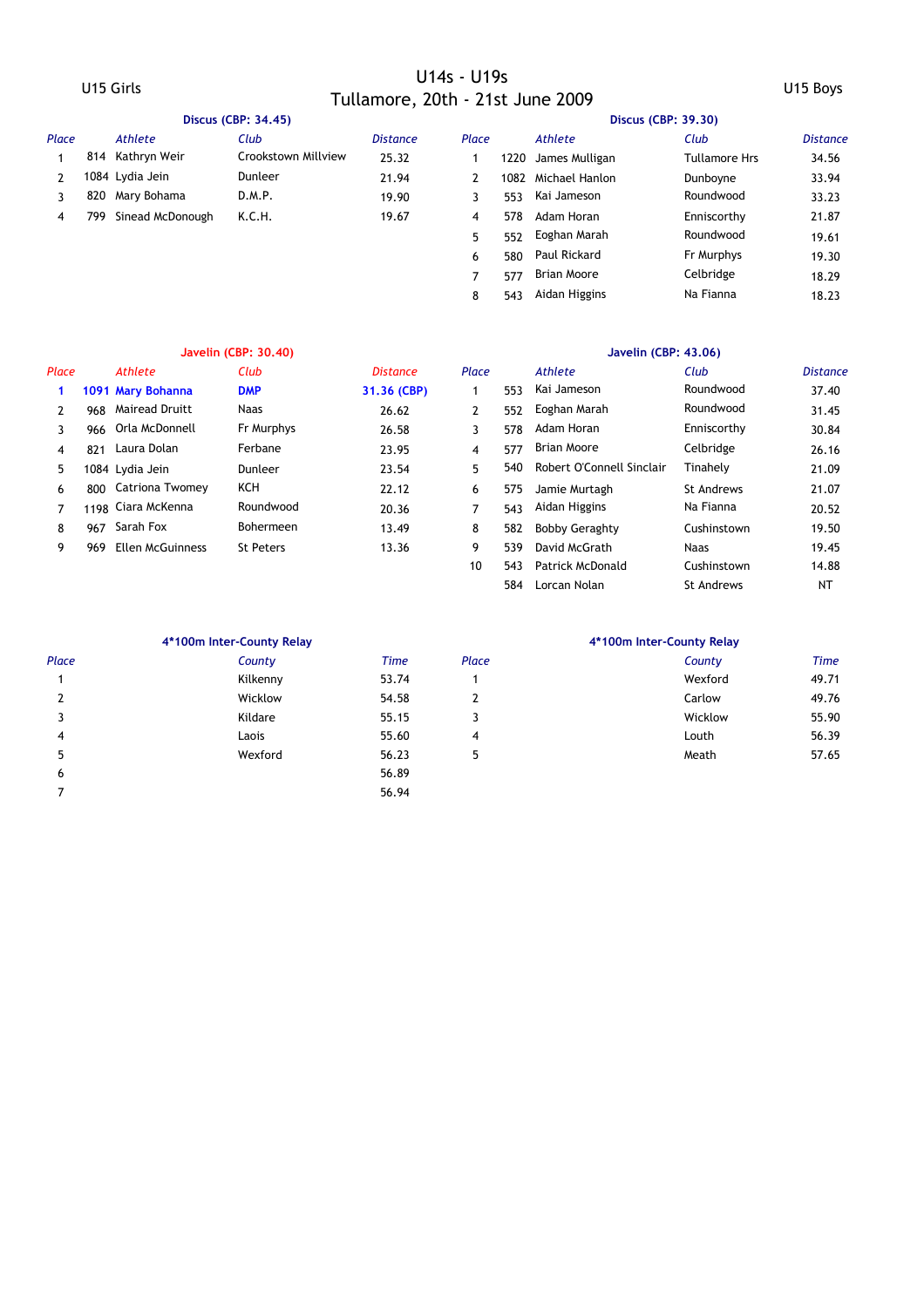# U14s - U19s
## Tullamore, 20th - 21st June 2009

## U15 Girls

### Discus (CBP: 34.45)

| Place | | Athlete | Club | Distance |
|---|---|---|---|---|
| 1 | 814 | Kathryn Weir | Crookstown Millview | 25.32 |
| 2 | 1084 | Lydia Jein | Dunleer | 21.94 |
| 3 | 820 | Mary Bohama | D.M.P. | 19.90 |
| 4 | 799 | Sinead McDonough | K.C.H. | 19.67 |

### Javelin (CBP: 30.40)

| Place | | Athlete | Club | Distance |
|---|---|---|---|---|
| **1** | **1091** | **Mary Bohanna** | **DMP** | **31.36 (CBP)** |
| 2 | 968 | Mairead Druitt | Naas | 26.62 |
| 3 | 966 | Orla McDonnell | Fr Murphys | 26.58 |
| 4 | 821 | Laura Dolan | Ferbane | 23.95 |
| 5 | 1084 | Lydia Jein | Dunleer | 23.54 |
| 6 | 800 | Catriona Twomey | KCH | 22.12 |
| 7 | 1198 | Ciara McKenna | Roundwood | 20.36 |
| 8 | 967 | Sarah Fox | Bohermeen | 13.49 |
| 9 | 969 | Ellen McGuinness | St Peters | 13.36 |

### 4*100m Inter-County Relay

| Place | County | Time |
|---|---|---|
| 1 | Kilkenny | 53.74 |
| 2 | Wicklow | 54.58 |
| 3 | Kildare | 55.15 |
| 4 | Laois | 55.60 |
| 5 | Wexford | 56.23 |
| 6 | | 56.89 |
| 7 | | 56.94 |

## U15 Boys

### Discus (CBP: 39.30)

| Place | | Athlete | Club | Distance |
|---|---|---|---|---|
| 1 | 1220 | James Mulligan | Tullamore Hrs | 34.56 |
| 2 | 1082 | Michael Hanlon | Dunboyne | 33.94 |
| 3 | 553 | Kai Jameson | Roundwood | 33.23 |
| 4 | 578 | Adam Horan | Enniscorthy | 21.87 |
| 5 | 552 | Eoghan Marah | Roundwood | 19.61 |
| 6 | 580 | Paul Rickard | Fr Murphys | 19.30 |
| 7 | 577 | Brian Moore | Celbridge | 18.29 |
| 8 | 543 | Aidan Higgins | Na Fianna | 18.23 |

### Javelin (CBP: 43.06)

| Place | | Athlete | Club | Distance |
|---|---|---|---|---|
| 1 | 553 | Kai Jameson | Roundwood | 37.40 |
| 2 | 552 | Eoghan Marah | Roundwood | 31.45 |
| 3 | 578 | Adam Horan | Enniscorthy | 30.84 |
| 4 | 577 | Brian Moore | Celbridge | 26.16 |
| 5 | 540 | Robert O'Connell Sinclair | Tinahely | 21.09 |
| 6 | 575 | Jamie Murtagh | St Andrews | 21.07 |
| 7 | 543 | Aidan Higgins | Na Fianna | 20.52 |
| 8 | 582 | Bobby Geraghty | Cushinstown | 19.50 |
| 9 | 539 | David McGrath | Naas | 19.45 |
| 10 | 543 | Patrick McDonald | Cushinstown | 14.88 |
| | 584 | Lorcan Nolan | St Andrews | NT |

### 4*100m Inter-County Relay

| Place | County | Time |
|---|---|---|
| 1 | Wexford | 49.71 |
| 2 | Carlow | 49.76 |
| 3 | Wicklow | 55.90 |
| 4 | Louth | 56.39 |
| 5 | Meath | 57.65 |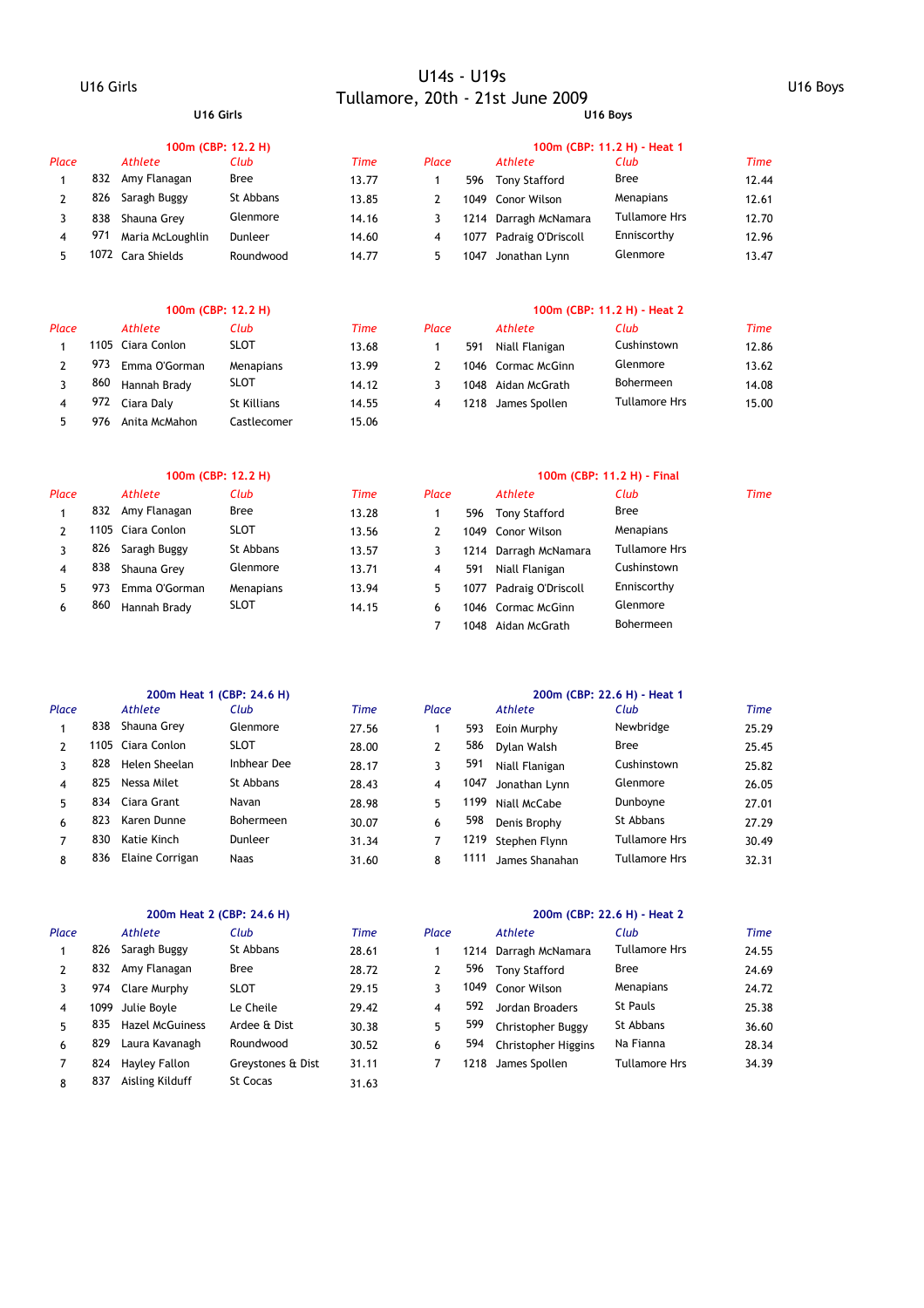# U14s - U19s
## Tullamore, 20th - 21st June 2009

## U16 Girls

### 100m (CBP: 12.2 H)

| Place | | Athlete | Club | Time |
|---|---|---|---|---|
| 1 | 832 | Amy Flanagan | Bree | 13.77 |
| 2 | 826 | Saragh Buggy | St Abbans | 13.85 |
| 3 | 838 | Shauna Grey | Glenmore | 14.16 |
| 4 | 971 | Maria McLoughlin | Dunleer | 14.60 |
| 5 | 1072 | Cara Shields | Roundwood | 14.77 |

### 100m (CBP: 12.2 H)

| Place | | Athlete | Club | Time |
|---|---|---|---|---|
| 1 | 1105 | Ciara Conlon | SLOT | 13.68 |
| 2 | 973 | Emma O'Gorman | Menapians | 13.99 |
| 3 | 860 | Hannah Brady | SLOT | 14.12 |
| 4 | 972 | Ciara Daly | St Killians | 14.55 |
| 5 | 976 | Anita McMahon | Castlecomer | 15.06 |

### 100m (CBP: 12.2 H)

| Place | | Athlete | Club | Time |
|---|---|---|---|---|
| 1 | 832 | Amy Flanagan | Bree | 13.28 |
| 2 | 1105 | Ciara Conlon | SLOT | 13.56 |
| 3 | 826 | Saragh Buggy | St Abbans | 13.57 |
| 4 | 838 | Shauna Grey | Glenmore | 13.71 |
| 5 | 973 | Emma O'Gorman | Menapians | 13.94 |
| 6 | 860 | Hannah Brady | SLOT | 14.15 |

### 200m Heat 1 (CBP: 24.6 H)

| Place | | Athlete | Club | Time |
|---|---|---|---|---|
| 1 | 838 | Shauna Grey | Glenmore | 27.56 |
| 2 | 1105 | Ciara Conlon | SLOT | 28.00 |
| 3 | 828 | Helen Sheelan | Inbhear Dee | 28.17 |
| 4 | 825 | Nessa Milet | St Abbans | 28.43 |
| 5 | 834 | Ciara Grant | Navan | 28.98 |
| 6 | 823 | Karen Dunne | Bohermeen | 30.07 |
| 7 | 830 | Katie Kinch | Dunleer | 31.34 |
| 8 | 836 | Elaine Corrigan | Naas | 31.60 |

### 200m Heat 2 (CBP: 24.6 H)

| Place | | Athlete | Club | Time |
|---|---|---|---|---|
| 1 | 826 | Saragh Buggy | St Abbans | 28.61 |
| 2 | 832 | Amy Flanagan | Bree | 28.72 |
| 3 | 974 | Clare Murphy | SLOT | 29.15 |
| 4 | 1099 | Julie Boyle | Le Cheile | 29.42 |
| 5 | 835 | Hazel McGuiness | Ardee & Dist | 30.38 |
| 6 | 829 | Laura Kavanagh | Roundwood | 30.52 |
| 7 | 824 | Hayley Fallon | Greystones & Dist | 31.11 |
| 8 | 837 | Aisling Kilduff | St Cocas | 31.63 |

## U16 Boys

### 100m (CBP: 11.2 H) - Heat 1

| Place | | Athlete | Club | Time |
|---|---|---|---|---|
| 1 | 596 | Tony Stafford | Bree | 12.44 |
| 2 | 1049 | Conor Wilson | Menapians | 12.61 |
| 3 | 1214 | Darragh McNamara | Tullamore Hrs | 12.70 |
| 4 | 1077 | Padraig O'Driscoll | Enniscorthy | 12.96 |
| 5 | 1047 | Jonathan Lynn | Glenmore | 13.47 |

### 100m (CBP: 11.2 H) - Heat 2

| Place | | Athlete | Club | Time |
|---|---|---|---|---|
| 1 | 591 | Niall Flanigan | Cushinstown | 12.86 |
| 2 | 1046 | Cormac McGinn | Glenmore | 13.62 |
| 3 | 1048 | Aidan McGrath | Bohermeen | 14.08 |
| 4 | 1218 | James Spollen | Tullamore Hrs | 15.00 |

### 100m (CBP: 11.2 H) - Final

| Place | | Athlete | Club | Time |
|---|---|---|---|---|
| 1 | 596 | Tony Stafford | Bree | |
| 2 | 1049 | Conor Wilson | Menapians | |
| 3 | 1214 | Darragh McNamara | Tullamore Hrs | |
| 4 | 591 | Niall Flanigan | Cushinstown | |
| 5 | 1077 | Padraig O'Driscoll | Enniscorthy | |
| 6 | 1046 | Cormac McGinn | Glenmore | |
| 7 | 1048 | Aidan McGrath | Bohermeen | |

### 200m (CBP: 22.6 H) - Heat 1

| Place | | Athlete | Club | Time |
|---|---|---|---|---|
| 1 | 593 | Eoin Murphy | Newbridge | 25.29 |
| 2 | 586 | Dylan Walsh | Bree | 25.45 |
| 3 | 591 | Niall Flanigan | Cushinstown | 25.82 |
| 4 | 1047 | Jonathan Lynn | Glenmore | 26.05 |
| 5 | 1199 | Niall McCabe | Dunboyne | 27.01 |
| 6 | 598 | Denis Brophy | St Abbans | 27.29 |
| 7 | 1219 | Stephen Flynn | Tullamore Hrs | 30.49 |
| 8 | 1111 | James Shanahan | Tullamore Hrs | 32.31 |

### 200m (CBP: 22.6 H) - Heat 2

| Place | | Athlete | Club | Time |
|---|---|---|---|---|
| 1 | 1214 | Darragh McNamara | Tullamore Hrs | 24.55 |
| 2 | 596 | Tony Stafford | Bree | 24.69 |
| 3 | 1049 | Conor Wilson | Menapians | 24.72 |
| 4 | 592 | Jordan Broaders | St Pauls | 25.38 |
| 5 | 599 | Christopher Buggy | St Abbans | 36.60 |
| 6 | 594 | Christopher Higgins | Na Fianna | 28.34 |
| 7 | 1218 | James Spollen | Tullamore Hrs | 34.39 |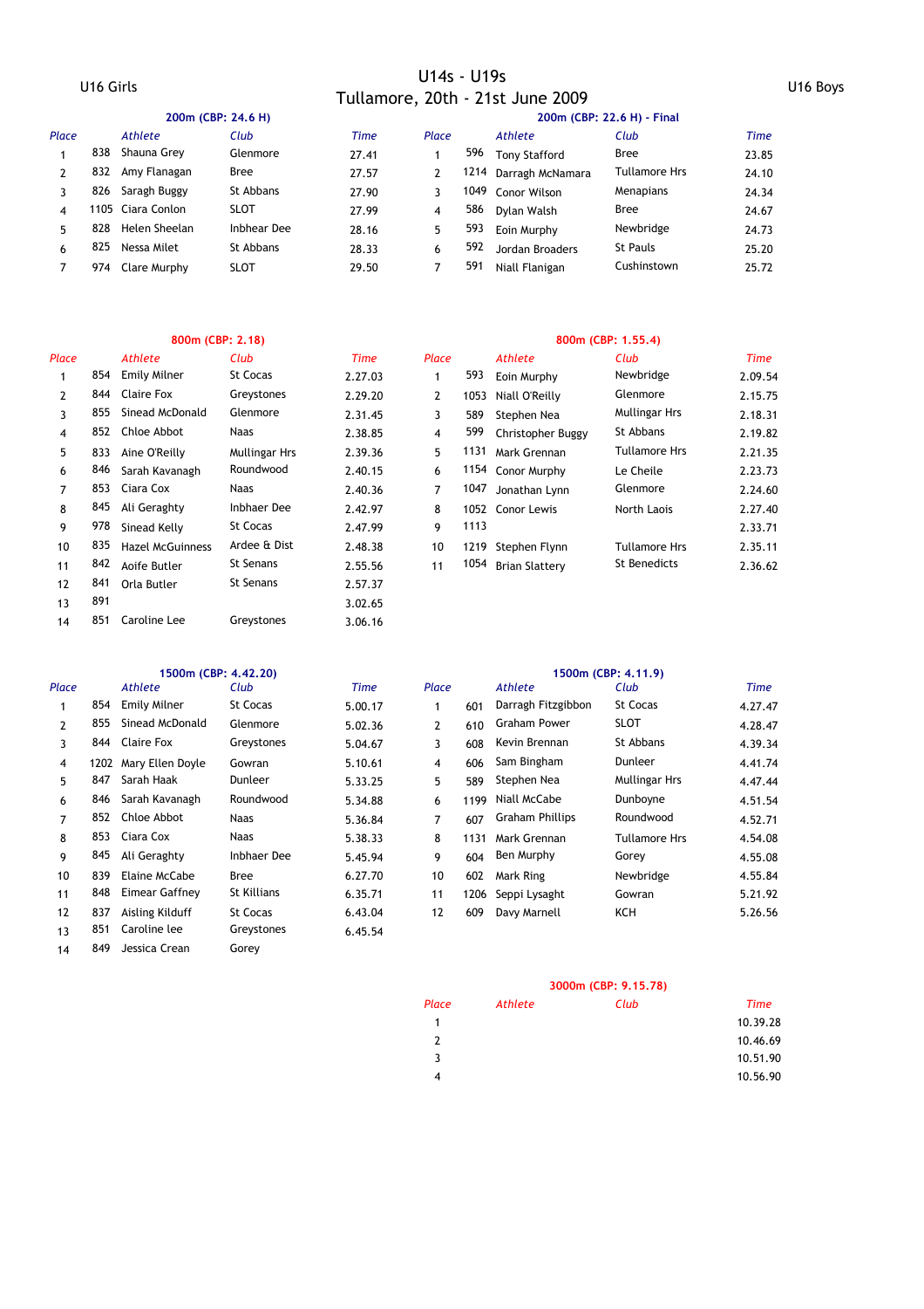# U14s - U19s

## Tullamore, 20th - 21st June 2009

## U16 Girls

### 200m (CBP: 24.6 H)

| Place | | Athlete | Club | Time |
|---|---|---|---|---|
| 1 | 838 | Shauna Grey | Glenmore | 27.41 |
| 2 | 832 | Amy Flanagan | Bree | 27.57 |
| 3 | 826 | Saragh Buggy | St Abbans | 27.90 |
| 4 | 1105 | Ciara Conlon | SLOT | 27.99 |
| 5 | 828 | Helen Sheelan | Inbhear Dee | 28.16 |
| 6 | 825 | Nessa Milet | St Abbans | 28.33 |
| 7 | 974 | Clare Murphy | SLOT | 29.50 |

### 800m (CBP: 2.18)

| Place | | Athlete | Club | Time |
|---|---|---|---|---|
| 1 | 854 | Emily Milner | St Cocas | 2.27.03 |
| 2 | 844 | Claire Fox | Greystones | 2.29.20 |
| 3 | 855 | Sinead McDonald | Glenmore | 2.31.45 |
| 4 | 852 | Chloe Abbot | Naas | 2.38.85 |
| 5 | 833 | Aine O'Reilly | Mullingar Hrs | 2.39.36 |
| 6 | 846 | Sarah Kavanagh | Roundwood | 2.40.15 |
| 7 | 853 | Ciara Cox | Naas | 2.40.36 |
| 8 | 845 | Ali Geraghty | Inbhaer Dee | 2.42.97 |
| 9 | 978 | Sinead Kelly | St Cocas | 2.47.99 |
| 10 | 835 | Hazel McGuinness | Ardee & Dist | 2.48.38 |
| 11 | 842 | Aoife Butler | St Senans | 2.55.56 |
| 12 | 841 | Orla Butler | St Senans | 2.57.37 |
| 13 | 891 | | | 3.02.65 |
| 14 | 851 | Caroline Lee | Greystones | 3.06.16 |

### 1500m (CBP: 4.42.20)

| Place | | Athlete | Club | Time |
|---|---|---|---|---|
| 1 | 854 | Emily Milner | St Cocas | 5.00.17 |
| 2 | 855 | Sinead McDonald | Glenmore | 5.02.36 |
| 3 | 844 | Claire Fox | Greystones | 5.04.67 |
| 4 | 1202 | Mary Ellen Doyle | Gowran | 5.10.61 |
| 5 | 847 | Sarah Haak | Dunleer | 5.33.25 |
| 6 | 846 | Sarah Kavanagh | Roundwood | 5.34.88 |
| 7 | 852 | Chloe Abbot | Naas | 5.36.84 |
| 8 | 853 | Ciara Cox | Naas | 5.38.33 |
| 9 | 845 | Ali Geraghty | Inbhaer Dee | 5.45.94 |
| 10 | 839 | Elaine McCabe | Bree | 6.27.70 |
| 11 | 848 | Eimear Gaffney | St Killians | 6.35.71 |
| 12 | 837 | Aisling Kilduff | St Cocas | 6.43.04 |
| 13 | 851 | Caroline lee | Greystones | 6.45.54 |
| 14 | 849 | Jessica Crean | Gorey | |

## U16 Boys

### 200m (CBP: 22.6 H) - Final

| Place | | Athlete | Club | Time |
|---|---|---|---|---|
| 1 | 596 | Tony Stafford | Bree | 23.85 |
| 2 | 1214 | Darragh McNamara | Tullamore Hrs | 24.10 |
| 3 | 1049 | Conor Wilson | Menapians | 24.34 |
| 4 | 586 | Dylan Walsh | Bree | 24.67 |
| 5 | 593 | Eoin Murphy | Newbridge | 24.73 |
| 6 | 592 | Jordan Broaders | St Pauls | 25.20 |
| 7 | 591 | Niall Flanigan | Cushinstown | 25.72 |

### 800m (CBP: 1.55.4)

| Place | | Athlete | Club | Time |
|---|---|---|---|---|
| 1 | 593 | Eoin Murphy | Newbridge | 2.09.54 |
| 2 | 1053 | Niall O'Reilly | Glenmore | 2.15.75 |
| 3 | 589 | Stephen Nea | Mullingar Hrs | 2.18.31 |
| 4 | 599 | Christopher Buggy | St Abbans | 2.19.82 |
| 5 | 1131 | Mark Grennan | Tullamore Hrs | 2.21.35 |
| 6 | 1154 | Conor Murphy | Le Cheile | 2.23.73 |
| 7 | 1047 | Jonathan Lynn | Glenmore | 2.24.60 |
| 8 | 1052 | Conor Lewis | North Laois | 2.27.40 |
| 9 | 1113 | | | 2.33.71 |
| 10 | 1219 | Stephen Flynn | Tullamore Hrs | 2.35.11 |
| 11 | 1054 | Brian Slattery | St Benedicts | 2.36.62 |

### 1500m (CBP: 4.11.9)

| Place | | Athlete | Club | Time |
|---|---|---|---|---|
| 1 | 601 | Darragh Fitzgibbon | St Cocas | 4.27.47 |
| 2 | 610 | Graham Power | SLOT | 4.28.47 |
| 3 | 608 | Kevin Brennan | St Abbans | 4.39.34 |
| 4 | 606 | Sam Bingham | Dunleer | 4.41.74 |
| 5 | 589 | Stephen Nea | Mullingar Hrs | 4.47.44 |
| 6 | 1199 | Niall McCabe | Dunboyne | 4.51.54 |
| 7 | 607 | Graham Phillips | Roundwood | 4.52.71 |
| 8 | 1131 | Mark Grennan | Tullamore Hrs | 4.54.08 |
| 9 | 604 | Ben Murphy | Gorey | 4.55.08 |
| 10 | 602 | Mark Ring | Newbridge | 4.55.84 |
| 11 | 1206 | Seppi Lysaght | Gowran | 5.21.92 |
| 12 | 609 | Davy Marnell | KCH | 5.26.56 |

### 3000m (CBP: 9.15.78)

| Place | Athlete | Club | Time |
|---|---|---|---|
| 1 | | | 10.39.28 |
| 2 | | | 10.46.69 |
| 3 | | | 10.51.90 |
| 4 | | | 10.56.90 |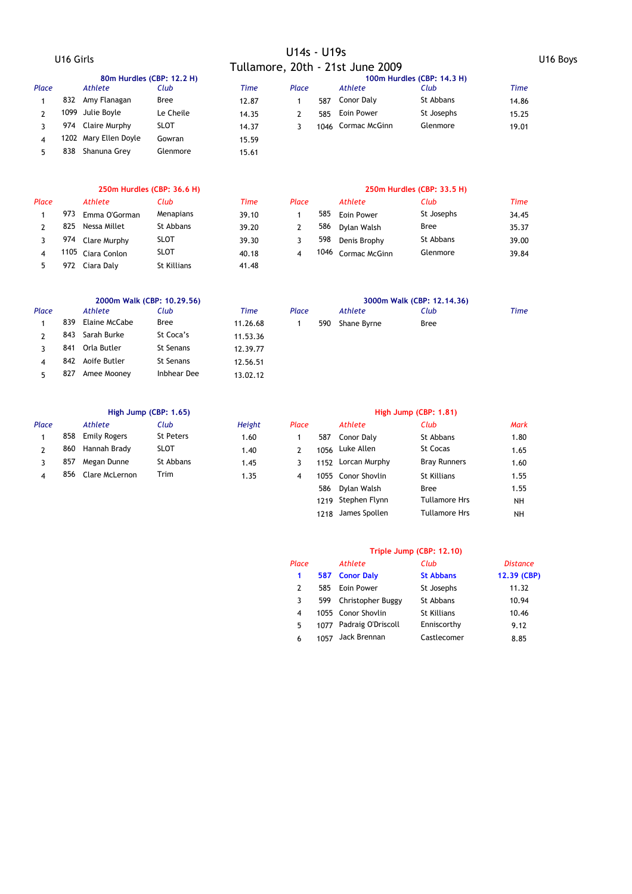# U14s - U19s

## Tullamore, 20th - 21st June 2009

## U16 Girls

### 80m Hurdles (CBP: 12.2 H)

| Place | | Athlete | Club | Time |
|---|---|---|---|---|
| 1 | 832 | Amy Flanagan | Bree | 12.87 |
| 2 | 1099 | Julie Boyle | Le Cheile | 14.35 |
| 3 | 974 | Claire Murphy | SLOT | 14.37 |
| 4 | 1202 | Mary Ellen Doyle | Gowran | 15.59 |
| 5 | 838 | Shanuna Grey | Glenmore | 15.61 |

### 250m Hurdles (CBP: 36.6 H)

| Place | | Athlete | Club | Time |
|---|---|---|---|---|
| 1 | 973 | Emma O'Gorman | Menapians | 39.10 |
| 2 | 825 | Nessa Millet | St Abbans | 39.20 |
| 3 | 974 | Clare Murphy | SLOT | 39.30 |
| 4 | 1105 | Ciara Conlon | SLOT | 40.18 |
| 5 | 972 | Ciara Daly | St Killians | 41.48 |

### 2000m Walk (CBP: 10.29.56)

| Place | | Athlete | Club | Time |
|---|---|---|---|---|
| 1 | 839 | Elaine McCabe | Bree | 11.26.68 |
| 2 | 843 | Sarah Burke | St Coca's | 11.53.36 |
| 3 | 841 | Orla Butler | St Senans | 12.39.77 |
| 4 | 842 | Aoife Butler | St Senans | 12.56.51 |
| 5 | 827 | Amee Mooney | Inbhear Dee | 13.02.12 |

### High Jump (CBP: 1.65)

| Place | | Athlete | Club | Height |
|---|---|---|---|---|
| 1 | 858 | Emily Rogers | St Peters | 1.60 |
| 2 | 860 | Hannah Brady | SLOT | 1.40 |
| 3 | 857 | Megan Dunne | St Abbans | 1.45 |
| 4 | 856 | Clare McLernon | Trim | 1.35 |

## U16 Boys

### 100m Hurdles (CBP: 14.3 H)

| Place | | Athlete | Club | Time |
|---|---|---|---|---|
| 1 | 587 | Conor Daly | St Abbans | 14.86 |
| 2 | 585 | Eoin Power | St Josephs | 15.25 |
| 3 | 1046 | Cormac McGinn | Glenmore | 19.01 |

### 250m Hurdles (CBP: 33.5 H)

| Place | | Athlete | Club | Time |
|---|---|---|---|---|
| 1 | 585 | Eoin Power | St Josephs | 34.45 |
| 2 | 586 | Dylan Walsh | Bree | 35.37 |
| 3 | 598 | Denis Brophy | St Abbans | 39.00 |
| 4 | 1046 | Cormac McGinn | Glenmore | 39.84 |

### 3000m Walk (CBP: 12.14.36)

| Place | | Athlete | Club | Time |
|---|---|---|---|---|
| 1 | 590 | Shane Byrne | Bree | |

### High Jump (CBP: 1.81)

| Place | | Athlete | Club | Mark |
|---|---|---|---|---|
| 1 | 587 | Conor Daly | St Abbans | 1.80 |
| 2 | 1056 | Luke Allen | St Cocas | 1.65 |
| 3 | 1152 | Lorcan Murphy | Bray Runners | 1.60 |
| 4 | 1055 | Conor Shovlin | St Killians | 1.55 |
| | 586 | Dylan Walsh | Bree | 1.55 |
| | 1219 | Stephen Flynn | Tullamore Hrs | NH |
| | 1218 | James Spollen | Tullamore Hrs | NH |

### Triple Jump (CBP: 12.10)

| Place | | Athlete | Club | Distance |
|---|---|---|---|---|
| **1** | **587** | **Conor Daly** | **St Abbans** | **12.39 (CBP)** |
| 2 | 585 | Eoin Power | St Josephs | 11.32 |
| 3 | 599 | Christopher Buggy | St Abbans | 10.94 |
| 4 | 1055 | Conor Shovlin | St Killians | 10.46 |
| 5 | 1077 | Padraig O'Driscoll | Enniscorthy | 9.12 |
| 6 | 1057 | Jack Brennan | Castlecomer | 8.85 |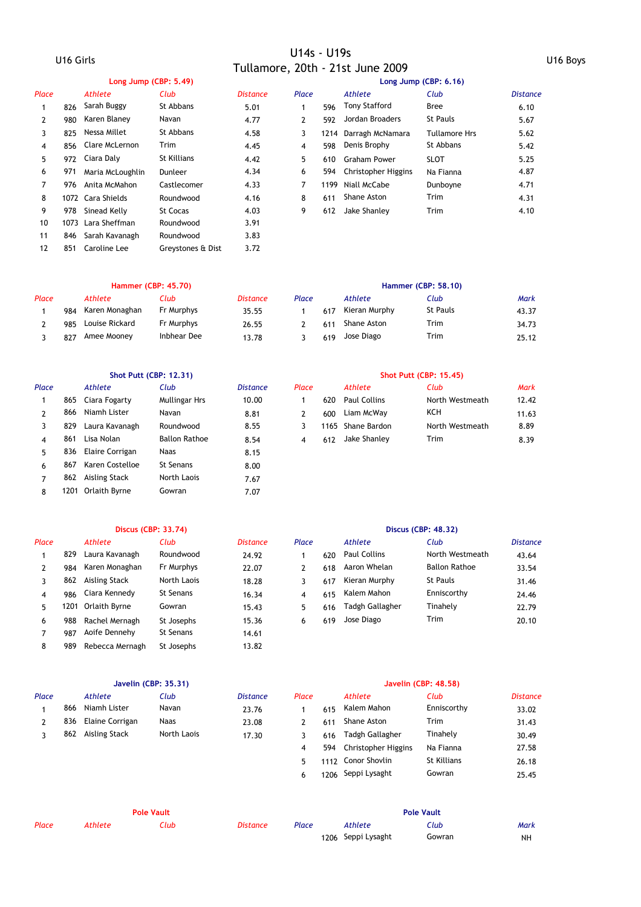# U14s - U19s
## Tullamore, 20th - 21st June 2009

## U16 Girls

### Long Jump (CBP: 5.49)

| Place | | Athlete | Club | Distance |
|---|---|---|---|---|
| 1 | 826 | Sarah Buggy | St Abbans | 5.01 |
| 2 | 980 | Karen Blaney | Navan | 4.77 |
| 3 | 825 | Nessa Millet | St Abbans | 4.58 |
| 4 | 856 | Clare McLernon | Trim | 4.45 |
| 5 | 972 | Ciara Daly | St Killians | 4.42 |
| 6 | 971 | Maria McLoughlin | Dunleer | 4.34 |
| 7 | 976 | Anita McMahon | Castlecomer | 4.33 |
| 8 | 1072 | Cara Shields | Roundwood | 4.16 |
| 9 | 978 | Sinead Kelly | St Cocas | 4.03 |
| 10 | 1073 | Lara Sheffman | Roundwood | 3.91 |
| 11 | 846 | Sarah Kavanagh | Roundwood | 3.83 |
| 12 | 851 | Caroline Lee | Greystones & Dist | 3.72 |

### Hammer (CBP: 45.70)

| Place | | Athlete | Club | Distance |
|---|---|---|---|---|
| 1 | 984 | Karen Monaghan | Fr Murphys | 35.55 |
| 2 | 985 | Louise Rickard | Fr Murphys | 26.55 |
| 3 | 827 | Amee Mooney | Inbhear Dee | 13.78 |

### Shot Putt (CBP: 12.31)

| Place | | Athlete | Club | Distance |
|---|---|---|---|---|
| 1 | 865 | Ciara Fogarty | Mullingar Hrs | 10.00 |
| 2 | 866 | Niamh Lister | Navan | 8.81 |
| 3 | 829 | Laura Kavanagh | Roundwood | 8.55 |
| 4 | 861 | Lisa Nolan | Ballon Rathoe | 8.54 |
| 5 | 836 | Elaire Corrigan | Naas | 8.15 |
| 6 | 867 | Karen Costelloe | St Senans | 8.00 |
| 7 | 862 | Aisling Stack | North Laois | 7.67 |
| 8 | 1201 | Orlaith Byrne | Gowran | 7.07 |

### Discus (CBP: 33.74)

| Place | | Athlete | Club | Distance |
|---|---|---|---|---|
| 1 | 829 | Laura Kavanagh | Roundwood | 24.92 |
| 2 | 984 | Karen Monaghan | Fr Murphys | 22.07 |
| 3 | 862 | Aisling Stack | North Laois | 18.28 |
| 4 | 986 | Ciara Kennedy | St Senans | 16.34 |
| 5 | 1201 | Orlaith Byrne | Gowran | 15.43 |
| 6 | 988 | Rachel Mernagh | St Josephs | 15.36 |
| 7 | 987 | Aoife Dennehy | St Senans | 14.61 |
| 8 | 989 | Rebecca Mernagh | St Josephs | 13.82 |

### Javelin (CBP: 35.31)

| Place | | Athlete | Club | Distance |
|---|---|---|---|---|
| 1 | 866 | Niamh Lister | Navan | 23.76 |
| 2 | 836 | Elaine Corrigan | Naas | 23.08 |
| 3 | 862 | Aisling Stack | North Laois | 17.30 |

### Pole Vault

| Place | Athlete | Club | Distance |
|---|---|---|---|

## U16 Boys

### Long Jump (CBP: 6.16)

| Place | | Athlete | Club | Distance |
|---|---|---|---|---|
| 1 | 596 | Tony Stafford | Bree | 6.10 |
| 2 | 592 | Jordan Broaders | St Pauls | 5.67 |
| 3 | 1214 | Darragh McNamara | Tullamore Hrs | 5.62 |
| 4 | 598 | Denis Brophy | St Abbans | 5.42 |
| 5 | 610 | Graham Power | SLOT | 5.25 |
| 6 | 594 | Christopher Higgins | Na Fianna | 4.87 |
| 7 | 1199 | Niall McCabe | Dunboyne | 4.71 |
| 8 | 611 | Shane Aston | Trim | 4.31 |
| 9 | 612 | Jake Shanley | Trim | 4.10 |

### Hammer (CBP: 58.10)

| Place | | Athlete | Club | Mark |
|---|---|---|---|---|
| 1 | 617 | Kieran Murphy | St Pauls | 43.37 |
| 2 | 611 | Shane Aston | Trim | 34.73 |
| 3 | 619 | Jose Diago | Trim | 25.12 |

### Shot Putt (CBP: 15.45)

| Place | | Athlete | Club | Mark |
|---|---|---|---|---|
| 1 | 620 | Paul Collins | North Westmeath | 12.42 |
| 2 | 600 | Liam McWay | KCH | 11.63 |
| 3 | 1165 | Shane Bardon | North Westmeath | 8.89 |
| 4 | 612 | Jake Shanley | Trim | 8.39 |

### Discus (CBP: 48.32)

| Place | | Athlete | Club | Distance |
|---|---|---|---|---|
| 1 | 620 | Paul Collins | North Westmeath | 43.64 |
| 2 | 618 | Aaron Whelan | Ballon Rathoe | 33.54 |
| 3 | 617 | Kieran Murphy | St Pauls | 31.46 |
| 4 | 615 | Kalem Mahon | Enniscorthy | 24.46 |
| 5 | 616 | Tadgh Gallagher | Tinahely | 22.79 |
| 6 | 619 | Jose Diago | Trim | 20.10 |

### Javelin (CBP: 48.58)

| Place | | Athlete | Club | Distance |
|---|---|---|---|---|
| 1 | 615 | Kalem Mahon | Enniscorthy | 33.02 |
| 2 | 611 | Shane Aston | Trim | 31.43 |
| 3 | 616 | Tadgh Gallagher | Tinahely | 30.49 |
| 4 | 594 | Christopher Higgins | Na Fianna | 27.58 |
| 5 | 1112 | Conor Shovlin | St Killians | 26.18 |
| 6 | 1206 | Seppi Lysaght | Gowran | 25.45 |

### Pole Vault

| Place | | Athlete | Club | Mark |
|---|---|---|---|---|
| | 1206 | Seppi Lysaght | Gowran | NH |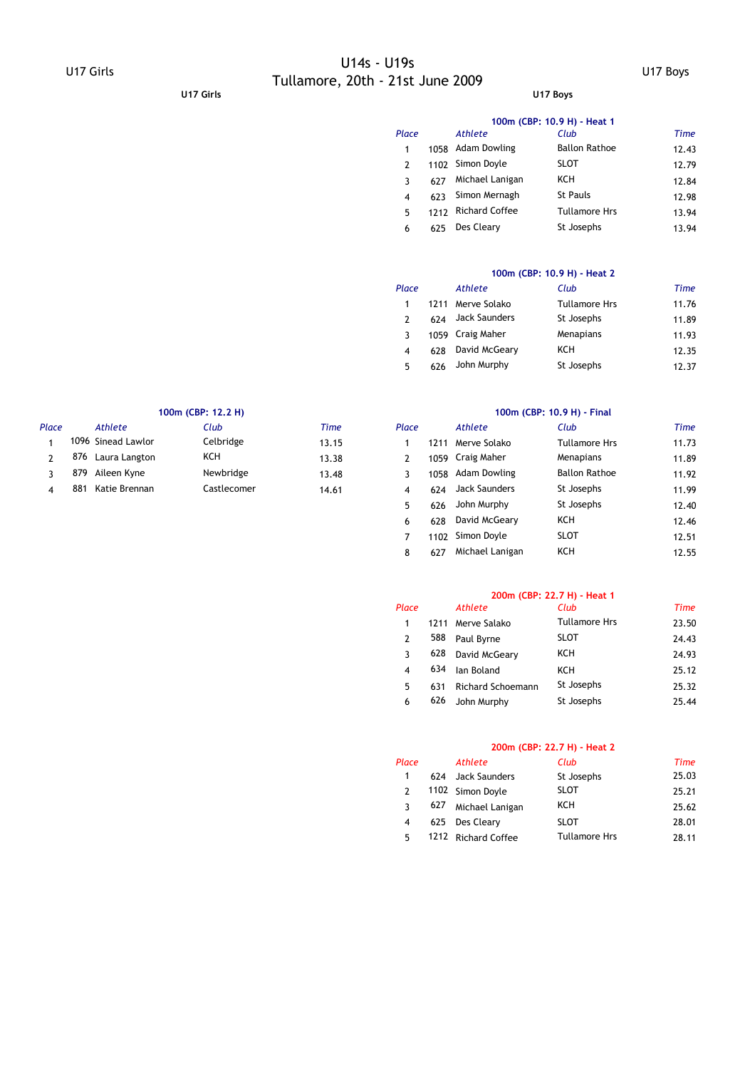# U14s - U19s
## Tullamore, 20th - 21st June 2009

## U17 Girls

### 100m (CBP: 12.2 H)

| Place | | Athlete | Club | Time |
|---|---|---|---|---|
| 1 | 1096 | Sinead Lawlor | Celbridge | 13.15 |
| 2 | 876 | Laura Langton | KCH | 13.38 |
| 3 | 879 | Aileen Kyne | Newbridge | 13.48 |
| 4 | 881 | Katie Brennan | Castlecomer | 14.61 |

## U17 Boys

### 100m (CBP: 10.9 H) - Heat 1

| Place | | Athlete | Club | Time |
|---|---|---|---|---|
| 1 | 1058 | Adam Dowling | Ballon Rathoe | 12.43 |
| 2 | 1102 | Simon Doyle | SLOT | 12.79 |
| 3 | 627 | Michael Lanigan | KCH | 12.84 |
| 4 | 623 | Simon Mernagh | St Pauls | 12.98 |
| 5 | 1212 | Richard Coffee | Tullamore Hrs | 13.94 |
| 6 | 625 | Des Cleary | St Josephs | 13.94 |

### 100m (CBP: 10.9 H) - Heat 2

| Place | | Athlete | Club | Time |
|---|---|---|---|---|
| 1 | 1211 | Merve Solako | Tullamore Hrs | 11.76 |
| 2 | 624 | Jack Saunders | St Josephs | 11.89 |
| 3 | 1059 | Craig Maher | Menapians | 11.93 |
| 4 | 628 | David McGeary | KCH | 12.35 |
| 5 | 626 | John Murphy | St Josephs | 12.37 |

### 100m (CBP: 10.9 H) - Final

| Place | | Athlete | Club | Time |
|---|---|---|---|---|
| 1 | 1211 | Merve Solako | Tullamore Hrs | 11.73 |
| 2 | 1059 | Craig Maher | Menapians | 11.89 |
| 3 | 1058 | Adam Dowling | Ballon Rathoe | 11.92 |
| 4 | 624 | Jack Saunders | St Josephs | 11.99 |
| 5 | 626 | John Murphy | St Josephs | 12.40 |
| 6 | 628 | David McGeary | KCH | 12.46 |
| 7 | 1102 | Simon Doyle | SLOT | 12.51 |
| 8 | 627 | Michael Lanigan | KCH | 12.55 |

### 200m (CBP: 22.7 H) - Heat 1

| Place | | Athlete | Club | Time |
|---|---|---|---|---|
| 1 | 1211 | Merve Salako | Tullamore Hrs | 23.50 |
| 2 | 588 | Paul Byrne | SLOT | 24.43 |
| 3 | 628 | David McGeary | KCH | 24.93 |
| 4 | 634 | Ian Boland | KCH | 25.12 |
| 5 | 631 | Richard Schoemann | St Josephs | 25.32 |
| 6 | 626 | John Murphy | St Josephs | 25.44 |

### 200m (CBP: 22.7 H) - Heat 2

| Place | | Athlete | Club | Time |
|---|---|---|---|---|
| 1 | 624 | Jack Saunders | St Josephs | 25.03 |
| 2 | 1102 | Simon Doyle | SLOT | 25.21 |
| 3 | 627 | Michael Lanigan | KCH | 25.62 |
| 4 | 625 | Des Cleary | SLOT | 28.01 |
| 5 | 1212 | Richard Coffee | Tullamore Hrs | 28.11 |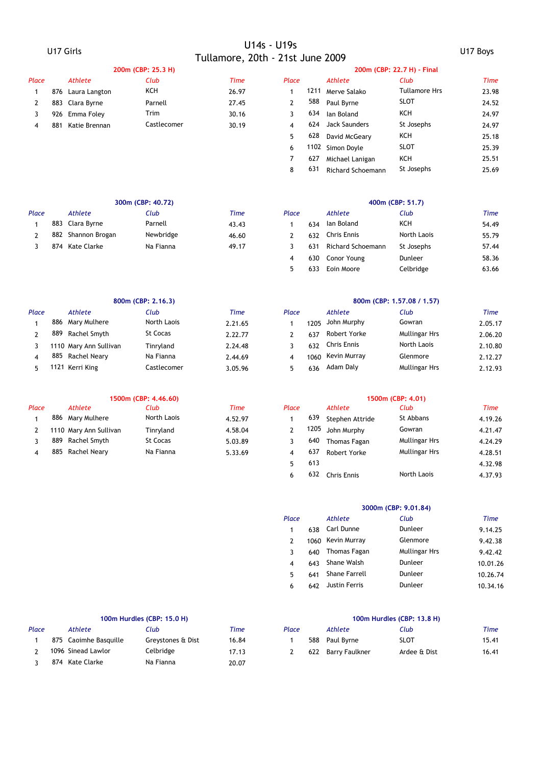# U14s - U19s

## Tullamore, 20th - 21st June 2009

## U17 Girls

### 200m (CBP: 25.3 H)

| Place | | Athlete | Club | Time |
|---|---|---|---|---|
| 1 | 876 | Laura Langton | KCH | 26.97 |
| 2 | 883 | Clara Byrne | Parnell | 27.45 |
| 3 | 926 | Emma Foley | Trim | 30.16 |
| 4 | 881 | Katie Brennan | Castlecomer | 30.19 |

### 300m (CBP: 40.72)

| Place | | Athlete | Club | Time |
|---|---|---|---|---|
| 1 | 883 | Clara Byrne | Parnell | 43.43 |
| 2 | 882 | Shannon Brogan | Newbridge | 46.60 |
| 3 | 874 | Kate Clarke | Na Fianna | 49.17 |

### 800m (CBP: 2.16.3)

| Place | | Athlete | Club | Time |
|---|---|---|---|---|
| 1 | 886 | Mary Mulhere | North Laois | 2.21.65 |
| 2 | 889 | Rachel Smyth | St Cocas | 2.22.77 |
| 3 | 1110 | Mary Ann Sullivan | Tinryland | 2.24.48 |
| 4 | 885 | Rachel Neary | Na Fianna | 2.44.69 |
| 5 | 1121 | Kerri King | Castlecomer | 3.05.96 |

### 1500m (CBP: 4.46.60)

| Place | | Athlete | Club | Time |
|---|---|---|---|---|
| 1 | 886 | Mary Mulhere | North Laois | 4.52.97 |
| 2 | 1110 | Mary Ann Sullivan | Tinryland | 4.58.04 |
| 3 | 889 | Rachel Smyth | St Cocas | 5.03.89 |
| 4 | 885 | Rachel Neary | Na Fianna | 5.33.69 |

### 100m Hurdles (CBP: 15.0 H)

| Place | | Athlete | Club | Time |
|---|---|---|---|---|
| 1 | 875 | Caoimhe Basquille | Greystones & Dist | 16.84 |
| 2 | 1096 | Sinead Lawlor | Celbridge | 17.13 |
| 3 | 874 | Kate Clarke | Na Fianna | 20.07 |

## U17 Boys

### 200m (CBP: 22.7 H) - Final

| Place | | Athlete | Club | Time |
|---|---|---|---|---|
| 1 | 1211 | Merve Salako | Tullamore Hrs | 23.98 |
| 2 | 588 | Paul Byrne | SLOT | 24.52 |
| 3 | 634 | Ian Boland | KCH | 24.97 |
| 4 | 624 | Jack Saunders | St Josephs | 24.97 |
| 5 | 628 | David McGeary | KCH | 25.18 |
| 6 | 1102 | Simon Doyle | SLOT | 25.39 |
| 7 | 627 | Michael Lanigan | KCH | 25.51 |
| 8 | 631 | Richard Schoemann | St Josephs | 25.69 |

### 400m (CBP: 51.7)

| Place | | Athlete | Club | Time |
|---|---|---|---|---|
| 1 | 634 | Ian Boland | KCH | 54.49 |
| 2 | 632 | Chris Ennis | North Laois | 55.79 |
| 3 | 631 | Richard Schoemann | St Josephs | 57.44 |
| 4 | 630 | Conor Young | Dunleer | 58.36 |
| 5 | 633 | Eoin Moore | Celbridge | 63.66 |

### 800m (CBP: 1.57.08 / 1.57)

| Place | | Athlete | Club | Time |
|---|---|---|---|---|
| 1 | 1205 | John Murphy | Gowran | 2.05.17 |
| 2 | 637 | Robert Yorke | Mullingar Hrs | 2.06.20 |
| 3 | 632 | Chris Ennis | North Laois | 2.10.80 |
| 4 | 1060 | Kevin Murray | Glenmore | 2.12.27 |
| 5 | 636 | Adam Daly | Mullingar Hrs | 2.12.93 |

### 1500m (CBP: 4.01)

| Place | | Athlete | Club | Time |
|---|---|---|---|---|
| 1 | 639 | Stephen Attride | St Abbans | 4.19.26 |
| 2 | 1205 | John Murphy | Gowran | 4.21.47 |
| 3 | 640 | Thomas Fagan | Mullingar Hrs | 4.24.29 |
| 4 | 637 | Robert Yorke | Mullingar Hrs | 4.28.51 |
| 5 | 613 | | | 4.32.98 |
| 6 | 632 | Chris Ennis | North Laois | 4.37.93 |

### 3000m (CBP: 9.01.84)

| Place | | Athlete | Club | Time |
|---|---|---|---|---|
| 1 | 638 | Carl Dunne | Dunleer | 9.14.25 |
| 2 | 1060 | Kevin Murray | Glenmore | 9.42.38 |
| 3 | 640 | Thomas Fagan | Mullingar Hrs | 9.42.42 |
| 4 | 643 | Shane Walsh | Dunleer | 10.01.26 |
| 5 | 641 | Shane Farrell | Dunleer | 10.26.74 |
| 6 | 642 | Justin Ferris | Dunleer | 10.34.16 |

### 100m Hurdles (CBP: 13.8 H)

| Place | | Athlete | Club | Time |
|---|---|---|---|---|
| 1 | 588 | Paul Byrne | SLOT | 15.41 |
| 2 | 622 | Barry Faulkner | Ardee & Dist | 16.41 |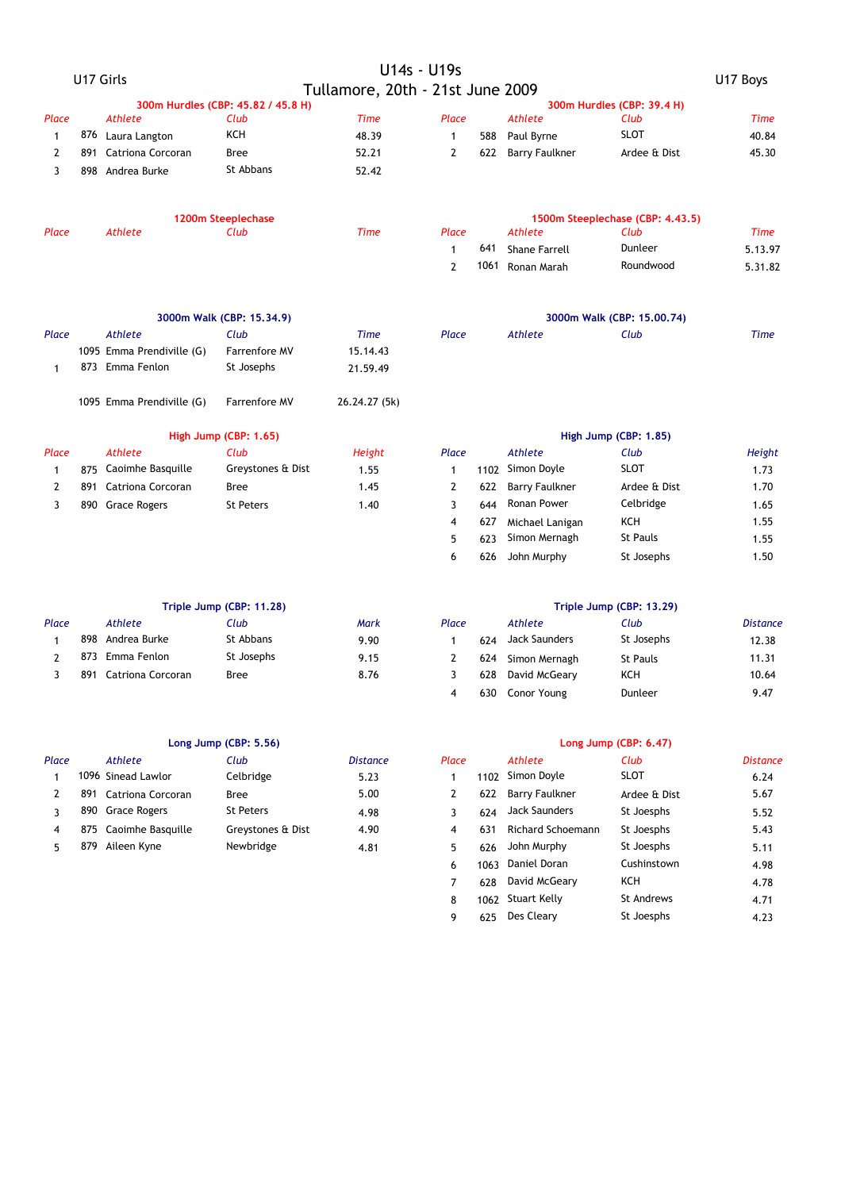# U14s - U19s

## Tullamore, 20th - 21st June 2009

## U17 Girls

### 300m Hurdles (CBP: 45.82 / 45.8 H)

| Place | | Athlete | Club | Time |
|---|---|---|---|---|
| 1 | 876 | Laura Langton | KCH | 48.39 |
| 2 | 891 | Catriona Corcoran | Bree | 52.21 |
| 3 | 898 | Andrea Burke | St Abbans | 52.42 |

### 1200m Steeplechase

| Place | | Athlete | Club | Time |
|---|---|---|---|---|

### 3000m Walk (CBP: 15.34.9)

| Place | | Athlete | Club | Time |
|---|---|---|---|---|
| | 1095 | Emma Prendiville (G) | Farrenfore MV | 15.14.43 |
| 1 | 873 | Emma Fenlon | St Josephs | 21.59.49 |
| | | | | |
| | 1095 | Emma Prendiville (G) | Farrenfore MV | 26.24.27 (5k) |

### High Jump (CBP: 1.65)

| Place | | Athlete | Club | Height |
|---|---|---|---|---|
| 1 | 875 | Caoimhe Basquille | Greystones & Dist | 1.55 |
| 2 | 891 | Catriona Corcoran | Bree | 1.45 |
| 3 | 890 | Grace Rogers | St Peters | 1.40 |

### Triple Jump (CBP: 11.28)

| Place | | Athlete | Club | Mark |
|---|---|---|---|---|
| 1 | 898 | Andrea Burke | St Abbans | 9.90 |
| 2 | 873 | Emma Fenlon | St Josephs | 9.15 |
| 3 | 891 | Catriona Corcoran | Bree | 8.76 |

### Long Jump (CBP: 5.56)

| Place | | Athlete | Club | Distance |
|---|---|---|---|---|
| 1 | 1096 | Sinead Lawlor | Celbridge | 5.23 |
| 2 | 891 | Catriona Corcoran | Bree | 5.00 |
| 3 | 890 | Grace Rogers | St Peters | 4.98 |
| 4 | 875 | Caoimhe Basquille | Greystones & Dist | 4.90 |
| 5 | 879 | Aileen Kyne | Newbridge | 4.81 |

## U17 Boys

### 300m Hurdles (CBP: 39.4 H)

| Place | | Athlete | Club | Time |
|---|---|---|---|---|
| 1 | 588 | Paul Byrne | SLOT | 40.84 |
| 2 | 622 | Barry Faulkner | Ardee & Dist | 45.30 |

### 1500m Steeplechase (CBP: 4.43.5)

| Place | | Athlete | Club | Time |
|---|---|---|---|---|
| 1 | 641 | Shane Farrell | Dunleer | 5.13.97 |
| 2 | 1061 | Ronan Marah | Roundwood | 5.31.82 |

### 3000m Walk (CBP: 15.00.74)

| Place | | Athlete | Club | Time |
|---|---|---|---|---|

### High Jump (CBP: 1.85)

| Place | | Athlete | Club | Height |
|---|---|---|---|---|
| 1 | 1102 | Simon Doyle | SLOT | 1.73 |
| 2 | 622 | Barry Faulkner | Ardee & Dist | 1.70 |
| 3 | 644 | Ronan Power | Celbridge | 1.65 |
| 4 | 627 | Michael Lanigan | KCH | 1.55 |
| 5 | 623 | Simon Mernagh | St Pauls | 1.55 |
| 6 | 626 | John Murphy | St Josephs | 1.50 |

### Triple Jump (CBP: 13.29)

| Place | | Athlete | Club | Distance |
|---|---|---|---|---|
| 1 | 624 | Jack Saunders | St Josephs | 12.38 |
| 2 | 624 | Simon Mernagh | St Pauls | 11.31 |
| 3 | 628 | David McGeary | KCH | 10.64 |
| 4 | 630 | Conor Young | Dunleer | 9.47 |

### Long Jump (CBP: 6.47)

| Place | | Athlete | Club | Distance |
|---|---|---|---|---|
| 1 | 1102 | Simon Doyle | SLOT | 6.24 |
| 2 | 622 | Barry Faulkner | Ardee & Dist | 5.67 |
| 3 | 624 | Jack Saunders | St Joesphs | 5.52 |
| 4 | 631 | Richard Schoemann | St Joesphs | 5.43 |
| 5 | 626 | John Murphy | St Joesphs | 5.11 |
| 6 | 1063 | Daniel Doran | Cushinstown | 4.98 |
| 7 | 628 | David McGeary | KCH | 4.78 |
| 8 | 1062 | Stuart Kelly | St Andrews | 4.71 |
| 9 | 625 | Des Cleary | St Joesphs | 4.23 |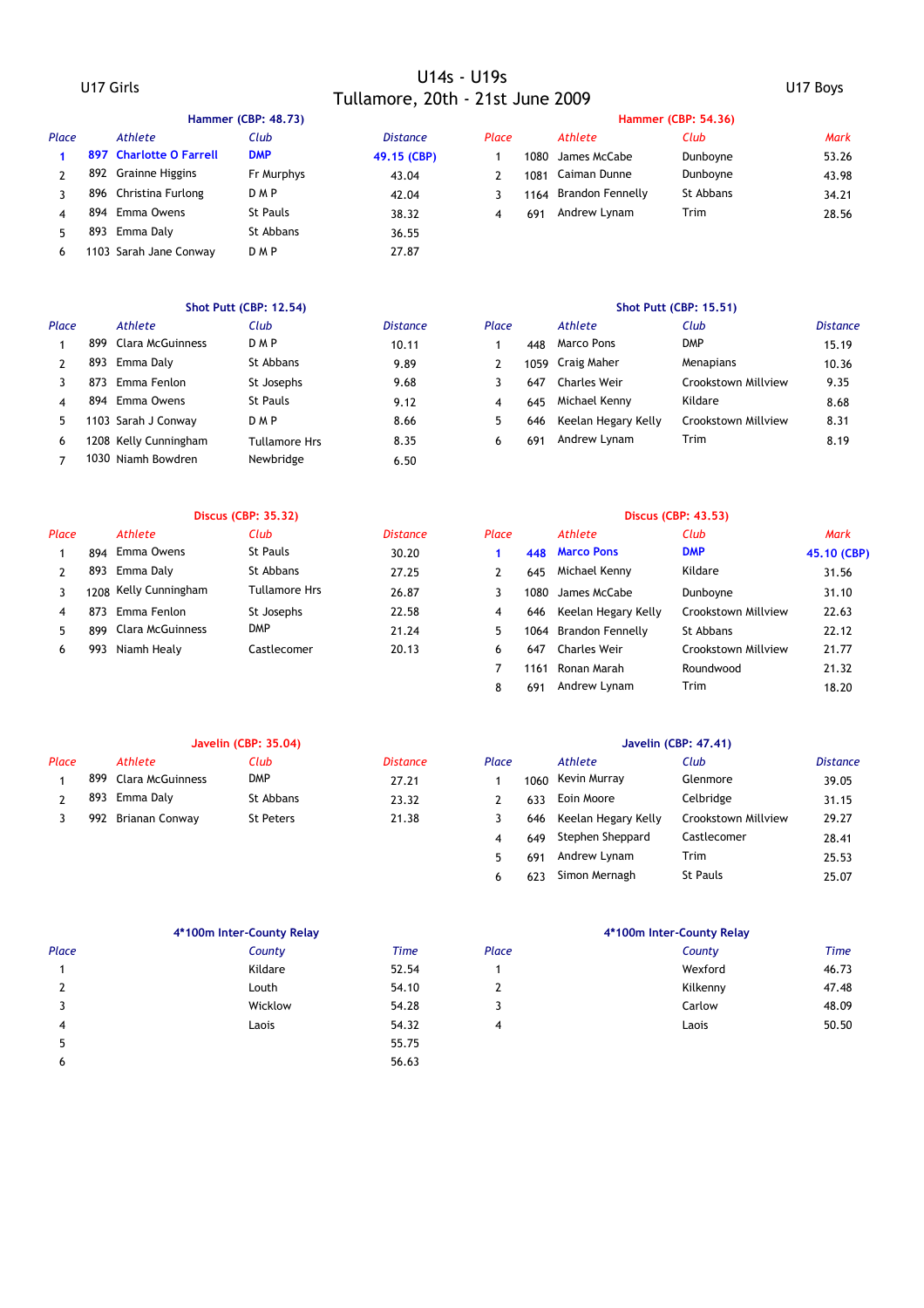# U14s - U19s
## Tullamore, 20th - 21st June 2009

## U17 Girls

### Hammer (CBP: 48.73)

| Place | | Athlete | Club | Distance |
|---|---|---|---|---|
| **1** | **897** | **Charlotte O Farrell** | **DMP** | **49.15 (CBP)** |
| 2 | 892 | Grainne Higgins | Fr Murphys | 43.04 |
| 3 | 896 | Christina Furlong | D M P | 42.04 |
| 4 | 894 | Emma Owens | St Pauls | 38.32 |
| 5 | 893 | Emma Daly | St Abbans | 36.55 |
| 6 | 1103 | Sarah Jane Conway | D M P | 27.87 |

### Shot Putt (CBP: 12.54)

| Place | | Athlete | Club | Distance |
|---|---|---|---|---|
| 1 | 899 | Clara McGuinness | D M P | 10.11 |
| 2 | 893 | Emma Daly | St Abbans | 9.89 |
| 3 | 873 | Emma Fenlon | St Josephs | 9.68 |
| 4 | 894 | Emma Owens | St Pauls | 9.12 |
| 5 | 1103 | Sarah J Conway | D M P | 8.66 |
| 6 | 1208 | Kelly Cunningham | Tullamore Hrs | 8.35 |
| 7 | 1030 | Niamh Bowdren | Newbridge | 6.50 |

### Discus (CBP: 35.32)

| Place | | Athlete | Club | Distance |
|---|---|---|---|---|
| 1 | 894 | Emma Owens | St Pauls | 30.20 |
| 2 | 893 | Emma Daly | St Abbans | 27.25 |
| 3 | 1208 | Kelly Cunningham | Tullamore Hrs | 26.87 |
| 4 | 873 | Emma Fenlon | St Josephs | 22.58 |
| 5 | 899 | Clara McGuinness | DMP | 21.24 |
| 6 | 993 | Niamh Healy | Castlecomer | 20.13 |

### Javelin (CBP: 35.04)

| Place | | Athlete | Club | Distance |
|---|---|---|---|---|
| 1 | 899 | Clara McGuinness | DMP | 27.21 |
| 2 | 893 | Emma Daly | St Abbans | 23.32 |
| 3 | 992 | Brianan Conway | St Peters | 21.38 |

### 4*100m Inter-County Relay

| Place | County | Time |
|---|---|---|
| 1 | Kildare | 52.54 |
| 2 | Louth | 54.10 |
| 3 | Wicklow | 54.28 |
| 4 | Laois | 54.32 |
| 5 | | 55.75 |
| 6 | | 56.63 |

## U17 Boys

### Hammer (CBP: 54.36)

| Place | | Athlete | Club | Mark |
|---|---|---|---|---|
| 1 | 1080 | James McCabe | Dunboyne | 53.26 |
| 2 | 1081 | Caiman Dunne | Dunboyne | 43.98 |
| 3 | 1164 | Brandon Fennelly | St Abbans | 34.21 |
| 4 | 691 | Andrew Lynam | Trim | 28.56 |

### Shot Putt (CBP: 15.51)

| Place | | Athlete | Club | Distance |
|---|---|---|---|---|
| 1 | 448 | Marco Pons | DMP | 15.19 |
| 2 | 1059 | Craig Maher | Menapians | 10.36 |
| 3 | 647 | Charles Weir | Crookstown Millview | 9.35 |
| 4 | 645 | Michael Kenny | Kildare | 8.68 |
| 5 | 646 | Keelan Hegary Kelly | Crookstown Millview | 8.31 |
| 6 | 691 | Andrew Lynam | Trim | 8.19 |

### Discus (CBP: 43.53)

| Place | | Athlete | Club | Mark |
|---|---|---|---|---|
| **1** | **448** | **Marco Pons** | **DMP** | **45.10 (CBP)** |
| 2 | 645 | Michael Kenny | Kildare | 31.56 |
| 3 | 1080 | James McCabe | Dunboyne | 31.10 |
| 4 | 646 | Keelan Hegary Kelly | Crookstown Millview | 22.63 |
| 5 | 1064 | Brandon Fennelly | St Abbans | 22.12 |
| 6 | 647 | Charles Weir | Crookstown Millview | 21.77 |
| 7 | 1161 | Ronan Marah | Roundwood | 21.32 |
| 8 | 691 | Andrew Lynam | Trim | 18.20 |

### Javelin (CBP: 47.41)

| Place | | Athlete | Club | Distance |
|---|---|---|---|---|
| 1 | 1060 | Kevin Murray | Glenmore | 39.05 |
| 2 | 633 | Eoin Moore | Celbridge | 31.15 |
| 3 | 646 | Keelan Hegary Kelly | Crookstown Millview | 29.27 |
| 4 | 649 | Stephen Sheppard | Castlecomer | 28.41 |
| 5 | 691 | Andrew Lynam | Trim | 25.53 |
| 6 | 623 | Simon Mernagh | St Pauls | 25.07 |

### 4*100m Inter-County Relay

| Place | County | Time |
|---|---|---|
| 1 | Wexford | 46.73 |
| 2 | Kilkenny | 47.48 |
| 3 | Carlow | 48.09 |
| 4 | Laois | 50.50 |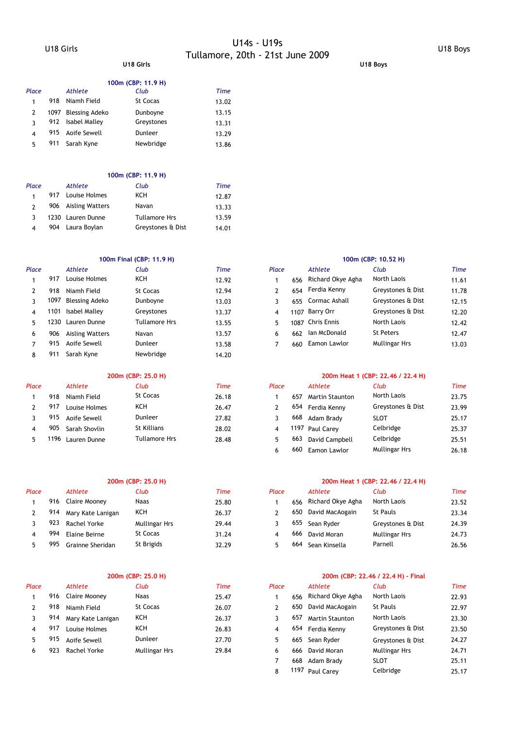U18 Girls

# U14s - U19s
## Tullamore, 20th - 21st June 2009

U18 Boys

## U18 Girls

### 100m (CBP: 11.9 H)

| Place | | Athlete | Club | Time |
|---|---|---|---|---|
| 1 | 918 | Niamh Field | St Cocas | 13.02 |
| 2 | 1097 | Blessing Adeko | Dunboyne | 13.15 |
| 3 | 912 | Isabel Malley | Greystones | 13.31 |
| 4 | 915 | Aoife Sewell | Dunleer | 13.29 |
| 5 | 911 | Sarah Kyne | Newbridge | 13.86 |

### 100m (CBP: 11.9 H)

| Place | | Athlete | Club | Time |
|---|---|---|---|---|
| 1 | 917 | Louise Holmes | KCH | 12.87 |
| 2 | 906 | Aisling Watters | Navan | 13.33 |
| 3 | 1230 | Lauren Dunne | Tullamore Hrs | 13.59 |
| 4 | 904 | Laura Boylan | Greystones & Dist | 14.01 |

### 100m Final (CBP: 11.9 H)

| Place | | Athlete | Club | Time |
|---|---|---|---|---|
| 1 | 917 | Louise Holmes | KCH | 12.92 |
| 2 | 918 | Niamh Field | St Cocas | 12.94 |
| 3 | 1097 | Blessing Adeko | Dunboyne | 13.03 |
| 4 | 1101 | Isabel Malley | Greystones | 13.37 |
| 5 | 1230 | Lauren Dunne | Tullamore Hrs | 13.55 |
| 6 | 906 | Aisling Watters | Navan | 13.57 |
| 7 | 915 | Aoife Sewell | Dunleer | 13.58 |
| 8 | 911 | Sarah Kyne | Newbridge | 14.20 |

### 200m (CBP: 25.0 H)

| Place | | Athlete | Club | Time |
|---|---|---|---|---|
| 1 | 918 | Niamh Field | St Cocas | 26.18 |
| 2 | 917 | Louise Holmes | KCH | 26.47 |
| 3 | 915 | Aoife Sewell | Dunleer | 27.82 |
| 4 | 905 | Sarah Shovlin | St Killians | 28.02 |
| 5 | 1196 | Lauren Dunne | Tullamore Hrs | 28.48 |

### 200m (CBP: 25.0 H)

| Place | | Athlete | Club | Time |
|---|---|---|---|---|
| 1 | 916 | Claire Mooney | Naas | 25.80 |
| 2 | 914 | Mary Kate Lanigan | KCH | 26.37 |
| 3 | 923 | Rachel Yorke | Mullingar Hrs | 29.44 |
| 4 | 994 | Elaine Beirne | St Cocas | 31.24 |
| 5 | 995 | Grainne Sheridan | St Brigids | 32.29 |

### 200m (CBP: 25.0 H)

| Place | | Athlete | Club | Time |
|---|---|---|---|---|
| 1 | 916 | Claire Mooney | Naas | 25.47 |
| 2 | 918 | Niamh Field | St Cocas | 26.07 |
| 3 | 914 | Mary Kate Lanigan | KCH | 26.37 |
| 4 | 917 | Louise Holmes | KCH | 26.83 |
| 5 | 915 | Aoife Sewell | Dunleer | 27.70 |
| 6 | 923 | Rachel Yorke | Mullingar Hrs | 29.84 |

## U18 Boys

### 100m (CBP: 10.52 H)

| Place | | Athlete | Club | Time |
|---|---|---|---|---|
| 1 | 656 | Richard Okye Agha | North Laois | 11.61 |
| 2 | 654 | Ferdia Kenny | Greystones & Dist | 11.78 |
| 3 | 655 | Cormac Ashall | Greystones & Dist | 12.15 |
| 4 | 1107 | Barry Orr | Greystones & Dist | 12.20 |
| 5 | 1087 | Chris Ennis | North Laois | 12.42 |
| 6 | 662 | Ian McDonald | St Peters | 12.47 |
| 7 | 660 | Eamon Lawlor | Mullingar Hrs | 13.03 |

### 200m Heat 1 (CBP: 22.46 / 22.4 H)

| Place | | Athlete | Club | Time |
|---|---|---|---|---|
| 1 | 657 | Martin Staunton | North Laois | 23.75 |
| 2 | 654 | Ferdia Kenny | Greystones & Dist | 23.99 |
| 3 | 668 | Adam Brady | SLOT | 25.17 |
| 4 | 1197 | Paul Carey | Celbridge | 25.37 |
| 5 | 663 | David Campbell | Celbridge | 25.51 |
| 6 | 660 | Eamon Lawlor | Mullingar Hrs | 26.18 |

### 200m Heat 1 (CBP: 22.46 / 22.4 H)

| Place | | Athlete | Club | Time |
|---|---|---|---|---|
| 1 | 656 | Richard Okye Agha | North Laois | 23.52 |
| 2 | 650 | David MacAogain | St Pauls | 23.34 |
| 3 | 655 | Sean Ryder | Greystones & Dist | 24.39 |
| 4 | 666 | David Moran | Mullingar Hrs | 24.73 |
| 5 | 664 | Sean Kinsella | Parnell | 26.56 |

### 200m (CBP: 22.46 / 22.4 H) - Final

| Place | | Athlete | Club | Time |
|---|---|---|---|---|
| 1 | 656 | Richard Okye Agha | North Laois | 22.93 |
| 2 | 650 | David MacAogain | St Pauls | 22.97 |
| 3 | 657 | Martin Staunton | North Laois | 23.30 |
| 4 | 654 | Ferdia Kenny | Greystones & Dist | 23.50 |
| 5 | 665 | Sean Ryder | Greystones & Dist | 24.27 |
| 6 | 666 | David Moran | Mullingar Hrs | 24.71 |
| 7 | 668 | Adam Brady | SLOT | 25.11 |
| 8 | 1197 | Paul Carey | Celbridge | 25.17 |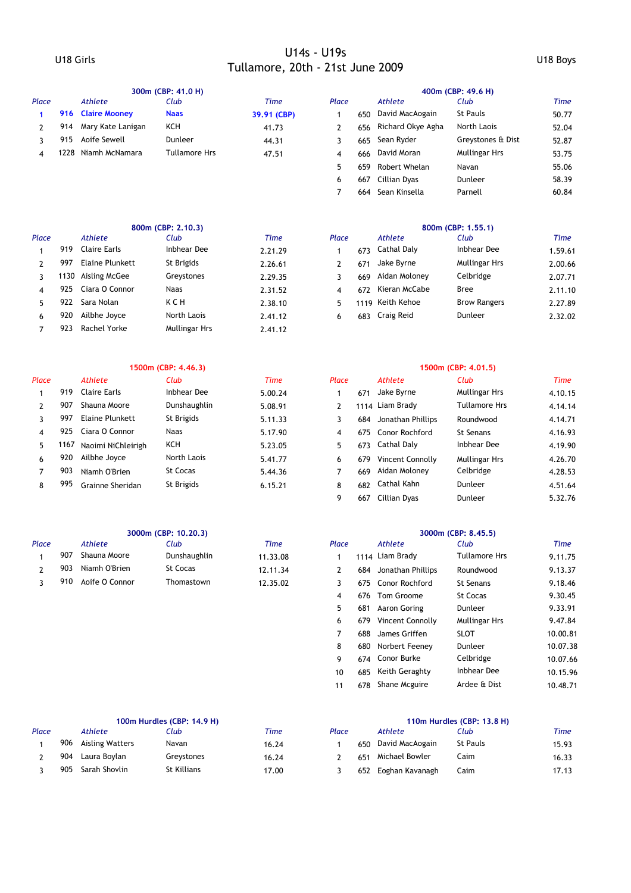# U14s - U19s
## Tullamore, 20th - 21st June 2009

## U18 Girls

### 300m (CBP: 41.0 H)

| Place | | Athlete | Club | Time |
|---|---|---|---|---|
| **1** | **916** | **Claire Mooney** | **Naas** | **39.91 (CBP)** |
| 2 | 914 | Mary Kate Lanigan | KCH | 41.73 |
| 3 | 915 | Aoife Sewell | Dunleer | 44.31 |
| 4 | 1228 | Niamh McNamara | Tullamore Hrs | 47.51 |

### 800m (CBP: 2.10.3)

| Place | | Athlete | Club | Time |
|---|---|---|---|---|
| 1 | 919 | Claire Earls | Inbhear Dee | 2.21.29 |
| 2 | 997 | Elaine Plunkett | St Brigids | 2.26.61 |
| 3 | 1130 | Aisling McGee | Greystones | 2.29.35 |
| 4 | 925 | Ciara O Connor | Naas | 2.31.52 |
| 5 | 922 | Sara Nolan | K C H | 2.38.10 |
| 6 | 920 | Ailbhe Joyce | North Laois | 2.41.12 |
| 7 | 923 | Rachel Yorke | Mullingar Hrs | 2.41.12 |

### 1500m (CBP: 4.46.3)

| Place | | Athlete | Club | Time |
|---|---|---|---|---|
| 1 | 919 | Claire Earls | Inbhear Dee | 5.00.24 |
| 2 | 907 | Shauna Moore | Dunshaughlin | 5.08.91 |
| 3 | 997 | Elaine Plunkett | St Brigids | 5.11.33 |
| 4 | 925 | Ciara O Connor | Naas | 5.17.90 |
| 5 | 1167 | Naoimi NiChleirigh | KCH | 5.23.05 |
| 6 | 920 | Ailbhe Joyce | North Laois | 5.41.77 |
| 7 | 903 | Niamh O'Brien | St Cocas | 5.44.36 |
| 8 | 995 | Grainne Sheridan | St Brigids | 6.15.21 |

### 3000m (CBP: 10.20.3)

| Place | | Athlete | Club | Time |
|---|---|---|---|---|
| 1 | 907 | Shauna Moore | Dunshaughlin | 11.33.08 |
| 2 | 903 | Niamh O'Brien | St Cocas | 12.11.34 |
| 3 | 910 | Aoife O Connor | Thomastown | 12.35.02 |

### 100m Hurdles (CBP: 14.9 H)

| Place | | Athlete | Club | Time |
|---|---|---|---|---|
| 1 | 906 | Aisling Watters | Navan | 16.24 |
| 2 | 904 | Laura Boylan | Greystones | 16.24 |
| 3 | 905 | Sarah Shovlin | St Killians | 17.00 |

## U18 Boys

### 400m (CBP: 49.6 H)

| Place | | Athlete | Club | Time |
|---|---|---|---|---|
| 1 | 650 | David MacAogain | St Pauls | 50.77 |
| 2 | 656 | Richard Okye Agha | North Laois | 52.04 |
| 3 | 665 | Sean Ryder | Greystones & Dist | 52.87 |
| 4 | 666 | David Moran | Mullingar Hrs | 53.75 |
| 5 | 659 | Robert Whelan | Navan | 55.06 |
| 6 | 667 | Cillian Dyas | Dunleer | 58.39 |
| 7 | 664 | Sean Kinsella | Parnell | 60.84 |

### 800m (CBP: 1.55.1)

| Place | | Athlete | Club | Time |
|---|---|---|---|---|
| 1 | 673 | Cathal Daly | Inbhear Dee | 1.59.61 |
| 2 | 671 | Jake Byrne | Mullingar Hrs | 2.00.66 |
| 3 | 669 | Aidan Moloney | Celbridge | 2.07.71 |
| 4 | 672 | Kieran McCabe | Bree | 2.11.10 |
| 5 | 1119 | Keith Kehoe | Brow Rangers | 2.27.89 |
| 6 | 683 | Craig Reid | Dunleer | 2.32.02 |

### 1500m (CBP: 4.01.5)

| Place | | Athlete | Club | Time |
|---|---|---|---|---|
| 1 | 671 | Jake Byrne | Mullingar Hrs | 4.10.15 |
| 2 | 1114 | Liam Brady | Tullamore Hrs | 4.14.14 |
| 3 | 684 | Jonathan Phillips | Roundwood | 4.14.71 |
| 4 | 675 | Conor Rochford | St Senans | 4.16.93 |
| 5 | 673 | Cathal Daly | Inbhear Dee | 4.19.90 |
| 6 | 679 | Vincent Connolly | Mullingar Hrs | 4.26.70 |
| 7 | 669 | Aidan Moloney | Celbridge | 4.28.53 |
| 8 | 682 | Cathal Kahn | Dunleer | 4.51.64 |
| 9 | 667 | Cillian Dyas | Dunleer | 5.32.76 |

### 3000m (CBP: 8.45.5)

| Place | | Athlete | Club | Time |
|---|---|---|---|---|
| 1 | 1114 | Liam Brady | Tullamore Hrs | 9.11.75 |
| 2 | 684 | Jonathan Phillips | Roundwood | 9.13.37 |
| 3 | 675 | Conor Rochford | St Senans | 9.18.46 |
| 4 | 676 | Tom Groome | St Cocas | 9.30.45 |
| 5 | 681 | Aaron Goring | Dunleer | 9.33.91 |
| 6 | 679 | Vincent Connolly | Mullingar Hrs | 9.47.84 |
| 7 | 688 | James Griffen | SLOT | 10.00.81 |
| 8 | 680 | Norbert Feeney | Dunleer | 10.07.38 |
| 9 | 674 | Conor Burke | Celbridge | 10.07.66 |
| 10 | 685 | Keith Geraghty | Inbhear Dee | 10.15.96 |
| 11 | 678 | Shane Mcguire | Ardee & Dist | 10.48.71 |

### 110m Hurdles (CBP: 13.8 H)

| Place | | Athlete | Club | Time |
|---|---|---|---|---|
| 1 | 650 | David MacAogain | St Pauls | 15.93 |
| 2 | 651 | Michael Bowler | Caim | 16.33 |
| 3 | 652 | Eoghan Kavanagh | Caim | 17.13 |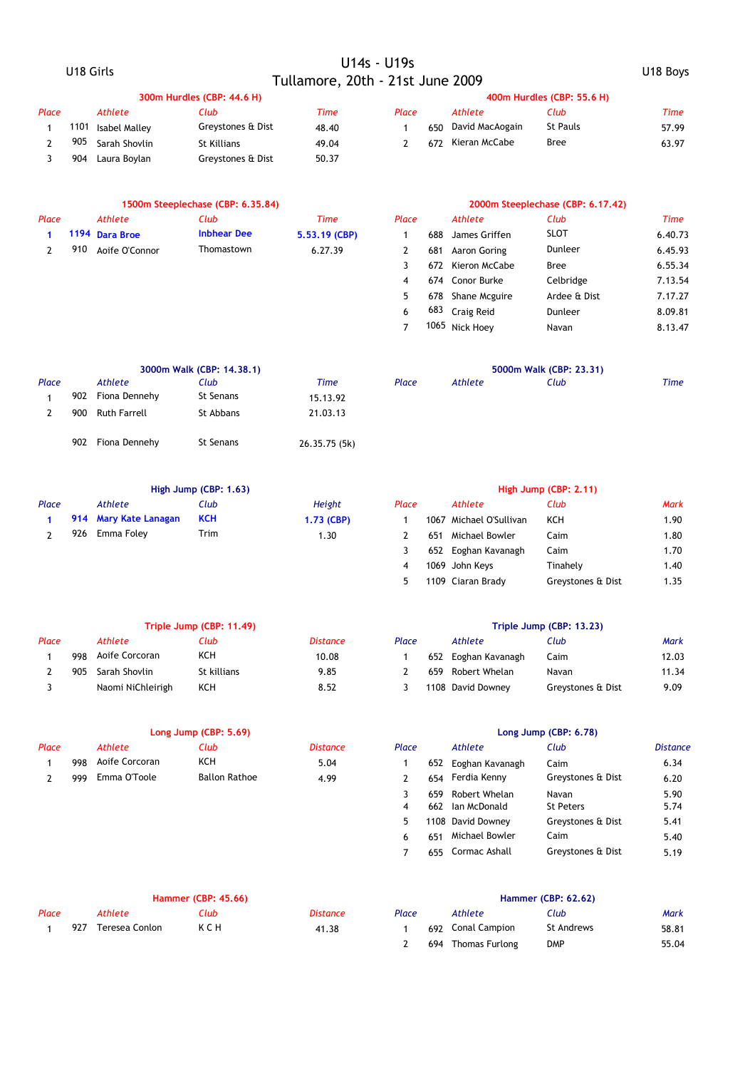# U14s - U19s
## Tullamore, 20th - 21st June 2009

U18 Girls

### 300m Hurdles (CBP: 44.6 H)

| Place | | Athlete | Club | Time |
|---|---|---|---|---|
| 1 | 1101 | Isabel Malley | Greystones & Dist | 48.40 |
| 2 | 905 | Sarah Shovlin | St Killians | 49.04 |
| 3 | 904 | Laura Boylan | Greystones & Dist | 50.37 |

### 1500m Steeplechase (CBP: 6.35.84)

| Place | | Athlete | Club | Time |
|---|---|---|---|---|
| **1** | **1194** | **Dara Broe** | **Inbhear Dee** | **5.53.19 (CBP)** |
| 2 | 910 | Aoife O'Connor | Thomastown | 6.27.39 |

### 3000m Walk (CBP: 14.38.1)

| Place | | Athlete | Club | Time |
|---|---|---|---|---|
| 1 | 902 | Fiona Dennehy | St Senans | 15.13.92 |
| 2 | 900 | Ruth Farrell | St Abbans | 21.03.13 |
| | 902 | Fiona Dennehy | St Senans | 26.35.75 (5k) |

### High Jump (CBP: 1.63)

| Place | | Athlete | Club | Height |
|---|---|---|---|---|
| **1** | **914** | **Mary Kate Lanagan** | **KCH** | **1.73 (CBP)** |
| 2 | 926 | Emma Foley | Trim | 1.30 |

### Triple Jump (CBP: 11.49)

| Place | | Athlete | Club | Distance |
|---|---|---|---|---|
| 1 | 998 | Aoife Corcoran | KCH | 10.08 |
| 2 | 905 | Sarah Shovlin | St killians | 9.85 |
| 3 | | Naomi NiChleirigh | KCH | 8.52 |

### Long Jump (CBP: 5.69)

| Place | | Athlete | Club | Distance |
|---|---|---|---|---|
| 1 | 998 | Aoife Corcoran | KCH | 5.04 |
| 2 | 999 | Emma O'Toole | Ballon Rathoe | 4.99 |

### Hammer (CBP: 45.66)

| Place | | Athlete | Club | Distance |
|---|---|---|---|---|
| 1 | 927 | Teresea Conlon | K C H | 41.38 |

U18 Boys

### 400m Hurdles (CBP: 55.6 H)

| Place | | Athlete | Club | Time |
|---|---|---|---|---|
| 1 | 650 | David MacAogain | St Pauls | 57.99 |
| 2 | 672 | Kieran McCabe | Bree | 63.97 |

### 2000m Steeplechase (CBP: 6.17.42)

| Place | | Athlete | Club | Time |
|---|---|---|---|---|
| 1 | 688 | James Griffen | SLOT | 6.40.73 |
| 2 | 681 | Aaron Goring | Dunleer | 6.45.93 |
| 3 | 672 | Kieron McCabe | Bree | 6.55.34 |
| 4 | 674 | Conor Burke | Celbridge | 7.13.54 |
| 5 | 678 | Shane Mcguire | Ardee & Dist | 7.17.27 |
| 6 | 683 | Craig Reid | Dunleer | 8.09.81 |
| 7 | 1065 | Nick Hoey | Navan | 8.13.47 |

### 5000m Walk (CBP: 23.31)

| Place | Athlete | Club | Time |
|---|---|---|---|

### High Jump (CBP: 2.11)

| Place | | Athlete | Club | Mark |
|---|---|---|---|---|
| 1 | 1067 | Michael O'Sullivan | KCH | 1.90 |
| 2 | 651 | Michael Bowler | Caim | 1.80 |
| 3 | 652 | Eoghan Kavanagh | Caim | 1.70 |
| 4 | 1069 | John Keys | Tinahely | 1.40 |
| 5 | 1109 | Ciaran Brady | Greystones & Dist | 1.35 |

### Triple Jump (CBP: 13.23)

| Place | | Athlete | Club | Mark |
|---|---|---|---|---|
| 1 | 652 | Eoghan Kavanagh | Caim | 12.03 |
| 2 | 659 | Robert Whelan | Navan | 11.34 |
| 3 | 1108 | David Downey | Greystones & Dist | 9.09 |

### Long Jump (CBP: 6.78)

| Place | | Athlete | Club | Distance |
|---|---|---|---|---|
| 1 | 652 | Eoghan Kavanagh | Caim | 6.34 |
| 2 | 654 | Ferdia Kenny | Greystones & Dist | 6.20 |
| 3 | 659 | Robert Whelan | Navan | 5.90 |
| 4 | 662 | Ian McDonald | St Peters | 5.74 |
| 5 | 1108 | David Downey | Greystones & Dist | 5.41 |
| 6 | 651 | Michael Bowler | Caim | 5.40 |
| 7 | 655 | Cormac Ashall | Greystones & Dist | 5.19 |

### Hammer (CBP: 62.62)

| Place | | Athlete | Club | Mark |
|---|---|---|---|---|
| 1 | 692 | Conal Campion | St Andrews | 58.81 |
| 2 | 694 | Thomas Furlong | DMP | 55.04 |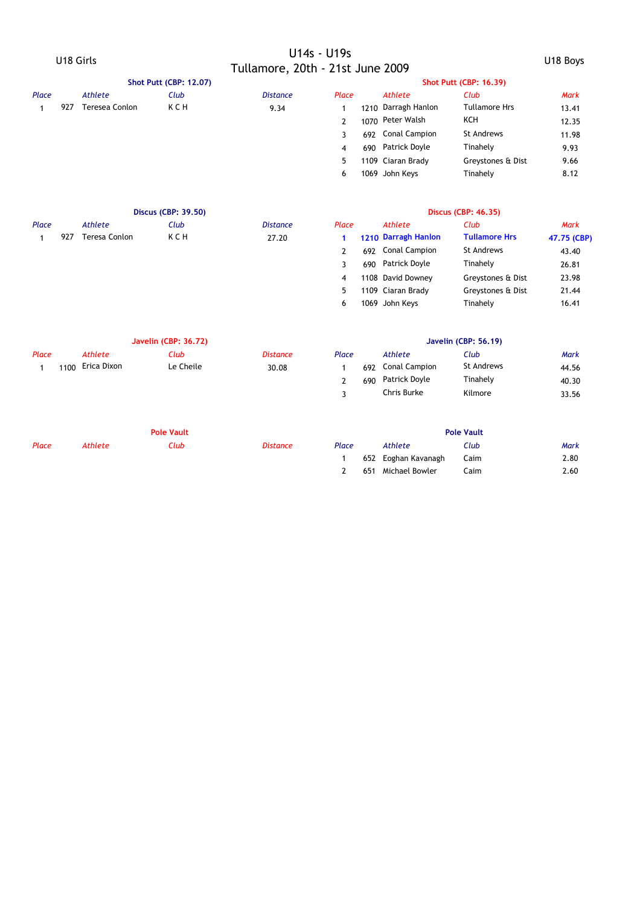# U14s - U19s

## Tullamore, 20th - 21st June 2009

### U18 Girls

#### Shot Putt (CBP: 12.07)

| Place | | Athlete | Club | Distance |
|---|---|---|---|---|
| 1 | 927 | Teresea Conlon | K C H | 9.34 |

#### Discus (CBP: 39.50)

| Place | | Athlete | Club | Distance |
|---|---|---|---|---|
| 1 | 927 | Teresa Conlon | K C H | 27.20 |

#### Javelin (CBP: 36.72)

| Place | | Athlete | Club | Distance |
|---|---|---|---|---|
| 1 | 1100 | Erica Dixon | Le Cheile | 30.08 |

#### Pole Vault

| Place | | Athlete | Club | Distance |
|---|---|---|---|---|

### U18 Boys

#### Shot Putt (CBP: 16.39)

| Place | | Athlete | Club | Mark |
|---|---|---|---|---|
| 1 | 1210 | Darragh Hanlon | Tullamore Hrs | 13.41 |
| 2 | 1070 | Peter Walsh | KCH | 12.35 |
| 3 | 692 | Conal Campion | St Andrews | 11.98 |
| 4 | 690 | Patrick Doyle | Tinahely | 9.93 |
| 5 | 1109 | Ciaran Brady | Greystones & Dist | 9.66 |
| 6 | 1069 | John Keys | Tinahely | 8.12 |

#### Discus (CBP: 46.35)

| Place | | Athlete | Club | Mark |
|---|---|---|---|---|
| **1** | **1210** | **Darragh Hanlon** | **Tullamore Hrs** | **47.75 (CBP)** |
| 2 | 692 | Conal Campion | St Andrews | 43.40 |
| 3 | 690 | Patrick Doyle | Tinahely | 26.81 |
| 4 | 1108 | David Downey | Greystones & Dist | 23.98 |
| 5 | 1109 | Ciaran Brady | Greystones & Dist | 21.44 |
| 6 | 1069 | John Keys | Tinahely | 16.41 |

#### Javelin (CBP: 56.19)

| Place | | Athlete | Club | Mark |
|---|---|---|---|---|
| 1 | 692 | Conal Campion | St Andrews | 44.56 |
| 2 | 690 | Patrick Doyle | Tinahely | 40.30 |
| 3 | | Chris Burke | Kilmore | 33.56 |

#### Pole Vault

| Place | | Athlete | Club | Mark |
|---|---|---|---|---|
| 1 | 652 | Eoghan Kavanagh | Caim | 2.80 |
| 2 | 651 | Michael Bowler | Caim | 2.60 |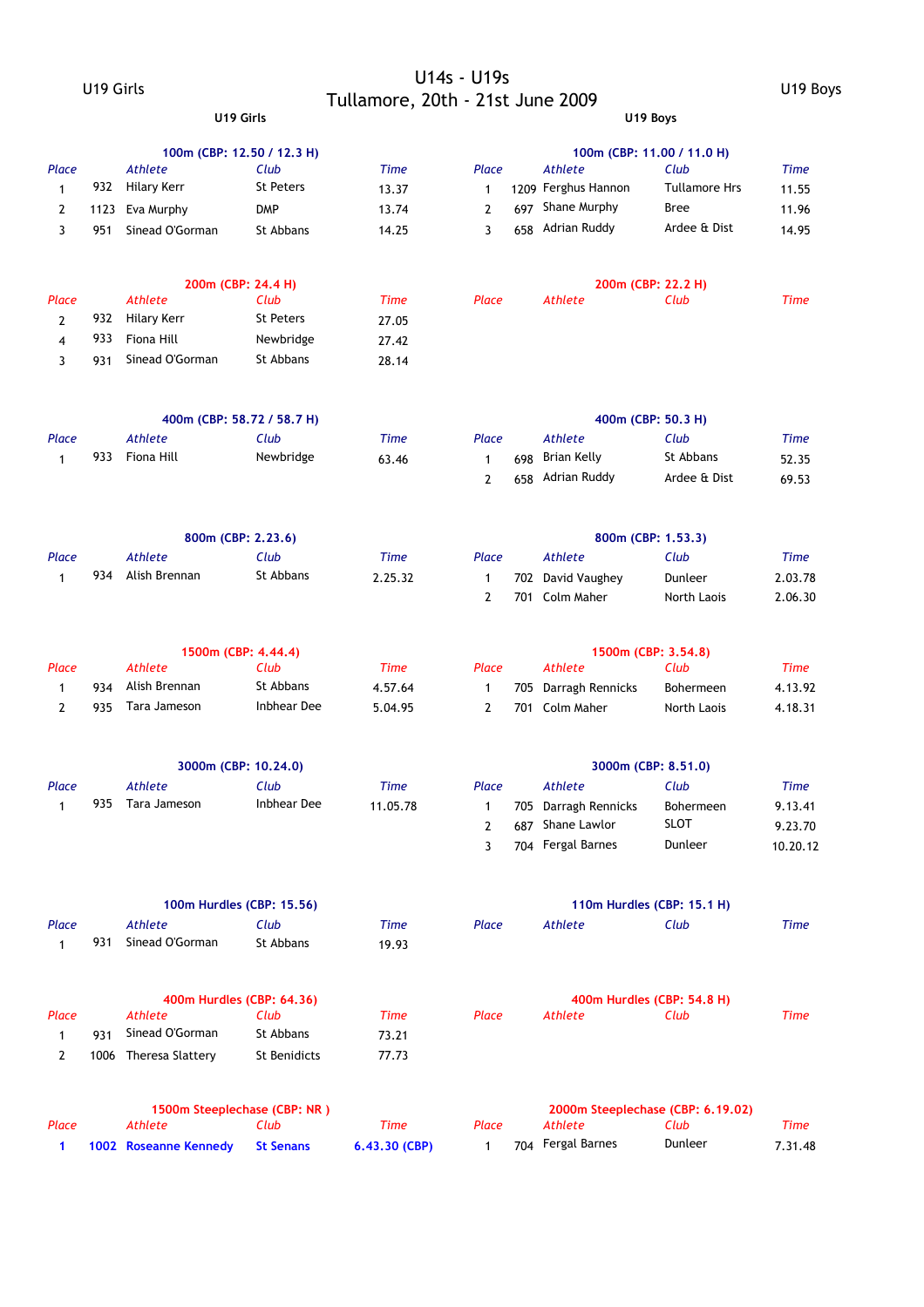U19 Girls

# U14s - U19s
# Tullamore, 20th - 21st June 2009

U19 Boys

## U19 Girls

### 100m (CBP: 12.50 / 12.3 H)

| Place | | Athlete | Club | Time |
|---|---|---|---|---|
| 1 | 932 | Hilary Kerr | St Peters | 13.37 |
| 2 | 1123 | Eva Murphy | DMP | 13.74 |
| 3 | 951 | Sinead O'Gorman | St Abbans | 14.25 |

### 200m (CBP: 24.4 H)

| Place | | Athlete | Club | Time |
|---|---|---|---|---|
| 2 | 932 | Hilary Kerr | St Peters | 27.05 |
| 4 | 933 | Fiona Hill | Newbridge | 27.42 |
| 3 | 931 | Sinead O'Gorman | St Abbans | 28.14 |

### 400m (CBP: 58.72 / 58.7 H)

| Place | | Athlete | Club | Time |
|---|---|---|---|---|
| 1 | 933 | Fiona Hill | Newbridge | 63.46 |

### 800m (CBP: 2.23.6)

| Place | | Athlete | Club | Time |
|---|---|---|---|---|
| 1 | 934 | Alish Brennan | St Abbans | 2.25.32 |

### 1500m (CBP: 4.44.4)

| Place | | Athlete | Club | Time |
|---|---|---|---|---|
| 1 | 934 | Alish Brennan | St Abbans | 4.57.64 |
| 2 | 935 | Tara Jameson | Inbhear Dee | 5.04.95 |

### 3000m (CBP: 10.24.0)

| Place | | Athlete | Club | Time |
|---|---|---|---|---|
| 1 | 935 | Tara Jameson | Inbhear Dee | 11.05.78 |

### 100m Hurdles (CBP: 15.56)

| Place | | Athlete | Club | Time |
|---|---|---|---|---|
| 1 | 931 | Sinead O'Gorman | St Abbans | 19.93 |

### 400m Hurdles (CBP: 64.36)

| Place | | Athlete | Club | Time |
|---|---|---|---|---|
| 1 | 931 | Sinead O'Gorman | St Abbans | 73.21 |
| 2 | 1006 | Theresa Slattery | St Benidicts | 77.73 |

### 1500m Steeplechase (CBP: NR )

| Place | | Athlete | Club | Time |
|---|---|---|---|---|
| **1** | **1002** | **Roseanne Kennedy** | **St Senans** | **6.43.30 (CBP)** |

## U19 Boys

### 100m (CBP: 11.00 / 11.0 H)

| Place | | Athlete | Club | Time |
|---|---|---|---|---|
| 1 | 1209 | Ferghus Hannon | Tullamore Hrs | 11.55 |
| 2 | 697 | Shane Murphy | Bree | 11.96 |
| 3 | 658 | Adrian Ruddy | Ardee & Dist | 14.95 |

### 200m (CBP: 22.2 H)

| Place | Athlete | Club | Time |
|---|---|---|---|

### 400m (CBP: 50.3 H)

| Place | | Athlete | Club | Time |
|---|---|---|---|---|
| 1 | 698 | Brian Kelly | St Abbans | 52.35 |
| 2 | 658 | Adrian Ruddy | Ardee & Dist | 69.53 |

### 800m (CBP: 1.53.3)

| Place | | Athlete | Club | Time |
|---|---|---|---|---|
| 1 | 702 | David Vaughey | Dunleer | 2.03.78 |
| 2 | 701 | Colm Maher | North Laois | 2.06.30 |

### 1500m (CBP: 3.54.8)

| Place | | Athlete | Club | Time |
|---|---|---|---|---|
| 1 | 705 | Darragh Rennicks | Bohermeen | 4.13.92 |
| 2 | 701 | Colm Maher | North Laois | 4.18.31 |

### 3000m (CBP: 8.51.0)

| Place | | Athlete | Club | Time |
|---|---|---|---|---|
| 1 | 705 | Darragh Rennicks | Bohermeen | 9.13.41 |
| 2 | 687 | Shane Lawlor | SLOT | 9.23.70 |
| 3 | 704 | Fergal Barnes | Dunleer | 10.20.12 |

### 110m Hurdles (CBP: 15.1 H)

| Place | Athlete | Club | Time |
|---|---|---|---|

### 400m Hurdles (CBP: 54.8 H)

| Place | Athlete | Club | Time |
|---|---|---|---|

### 2000m Steeplechase (CBP: 6.19.02)

| Place | | Athlete | Club | Time |
|---|---|---|---|---|
| 1 | 704 | Fergal Barnes | Dunleer | 7.31.48 |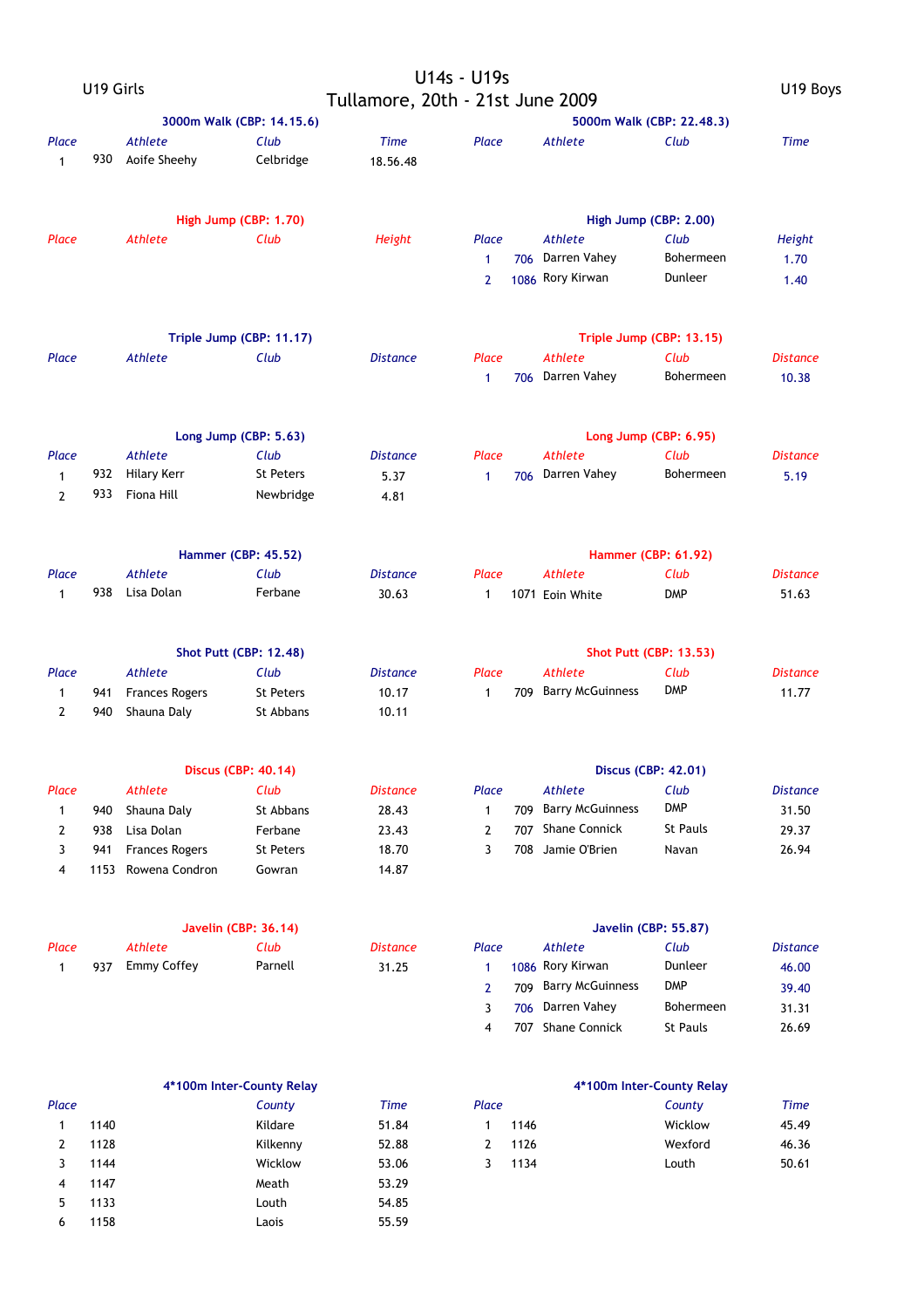# U14s - U19s

## Tullamore, 20th - 21st June 2009

## U19 Girls

### 3000m Walk (CBP: 14.15.6)

| Place | | Athlete | Club | Time |
|---|---|---|---|---|
| 1 | 930 | Aoife Sheehy | Celbridge | 18.56.48 |

### High Jump (CBP: 1.70)

| Place | | Athlete | Club | Height |
|---|---|---|---|---|

### Triple Jump (CBP: 11.17)

| Place | | Athlete | Club | Distance |
|---|---|---|---|---|

### Long Jump (CBP: 5.63)

| Place | | Athlete | Club | Distance |
|---|---|---|---|---|
| 1 | 932 | Hilary Kerr | St Peters | 5.37 |
| 2 | 933 | Fiona Hill | Newbridge | 4.81 |

### Hammer (CBP: 45.52)

| Place | | Athlete | Club | Distance |
|---|---|---|---|---|
| 1 | 938 | Lisa Dolan | Ferbane | 30.63 |

### Shot Putt (CBP: 12.48)

| Place | | Athlete | Club | Distance |
|---|---|---|---|---|
| 1 | 941 | Frances Rogers | St Peters | 10.17 |
| 2 | 940 | Shauna Daly | St Abbans | 10.11 |

### Discus (CBP: 40.14)

| Place | | Athlete | Club | Distance |
|---|---|---|---|---|
| 1 | 940 | Shauna Daly | St Abbans | 28.43 |
| 2 | 938 | Lisa Dolan | Ferbane | 23.43 |
| 3 | 941 | Frances Rogers | St Peters | 18.70 |
| 4 | 1153 | Rowena Condron | Gowran | 14.87 |

### Javelin (CBP: 36.14)

| Place | | Athlete | Club | Distance |
|---|---|---|---|---|
| 1 | 937 | Emmy Coffey | Parnell | 31.25 |

### 4*100m Inter-County Relay

| Place | | County | Time |
|---|---|---|---|
| 1 | 1140 | Kildare | 51.84 |
| 2 | 1128 | Kilkenny | 52.88 |
| 3 | 1144 | Wicklow | 53.06 |
| 4 | 1147 | Meath | 53.29 |
| 5 | 1133 | Louth | 54.85 |
| 6 | 1158 | Laois | 55.59 |

## U19 Boys

### 5000m Walk (CBP: 22.48.3)

| Place | | Athlete | Club | Time |
|---|---|---|---|---|

### High Jump (CBP: 2.00)

| Place | | Athlete | Club | Height |
|---|---|---|---|---|
| 1 | 706 | Darren Vahey | Bohermeen | 1.70 |
| 2 | 1086 | Rory Kirwan | Dunleer | 1.40 |

### Triple Jump (CBP: 13.15)

| Place | | Athlete | Club | Distance |
|---|---|---|---|---|
| 1 | 706 | Darren Vahey | Bohermeen | 10.38 |

### Long Jump (CBP: 6.95)

| Place | | Athlete | Club | Distance |
|---|---|---|---|---|
| 1 | 706 | Darren Vahey | Bohermeen | 5.19 |

### Hammer (CBP: 61.92)

| Place | | Athlete | Club | Distance |
|---|---|---|---|---|
| 1 | 1071 | Eoin White | DMP | 51.63 |

### Shot Putt (CBP: 13.53)

| Place | | Athlete | Club | Distance |
|---|---|---|---|---|
| 1 | 709 | Barry McGuinness | DMP | 11.77 |

### Discus (CBP: 42.01)

| Place | | Athlete | Club | Distance |
|---|---|---|---|---|
| 1 | 709 | Barry McGuinness | DMP | 31.50 |
| 2 | 707 | Shane Connick | St Pauls | 29.37 |
| 3 | 708 | Jamie O'Brien | Navan | 26.94 |

### Javelin (CBP: 55.87)

| Place | | Athlete | Club | Distance |
|---|---|---|---|---|
| 1 | 1086 | Rory Kirwan | Dunleer | 46.00 |
| 2 | 709 | Barry McGuinness | DMP | 39.40 |
| 3 | 706 | Darren Vahey | Bohermeen | 31.31 |
| 4 | 707 | Shane Connick | St Pauls | 26.69 |

### 4*100m Inter-County Relay

| Place | | County | Time |
|---|---|---|---|
| 1 | 1146 | Wicklow | 45.49 |
| 2 | 1126 | Wexford | 46.36 |
| 3 | 1134 | Louth | 50.61 |